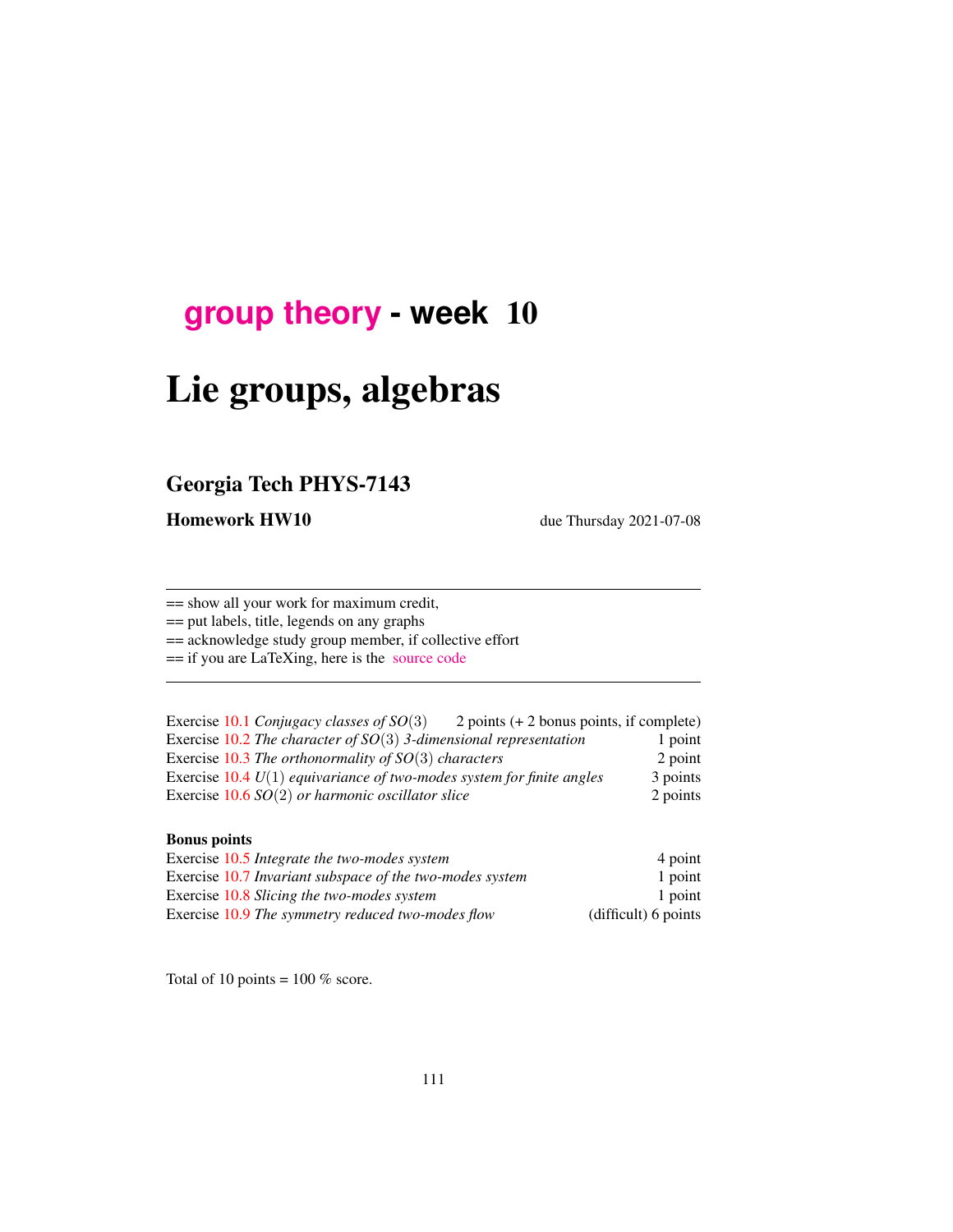# group theory - week 10

# Lie groups, algebras

## Georgia Tech PHYS-7143

**Homework HW10** due Thursday 2021-07-08

---

== show all your work for maximum credit,
== put labels, title, legends on any graphs
== acknowledge study group member, if collective effort
== if you are LaTeXing, here is the source code

---

| | |
|---|---|
| Exercise 10.1 *Conjugacy classes of $SO(3)$* | 2 points (+ 2 bonus points, if complete) |
| Exercise 10.2 *The character of $SO(3)$ 3-dimensional representation* | 1 point |
| Exercise 10.3 *The orthonormality of $SO(3)$ characters* | 2 point |
| Exercise 10.4 *$U(1)$ equivariance of two-modes system for finite angles* | 3 points |
| Exercise 10.6 *$SO(2)$ or harmonic oscillator slice* | 2 points |

**Bonus points**

| | |
|---|---|
| Exercise 10.5 *Integrate the two-modes system* | 4 point |
| Exercise 10.7 *Invariant subspace of the two-modes system* | 1 point |
| Exercise 10.8 *Slicing the two-modes system* | 1 point |
| Exercise 10.9 *The symmetry reduced two-modes flow* | (difficult) 6 points |

Total of 10 points = 100 % score.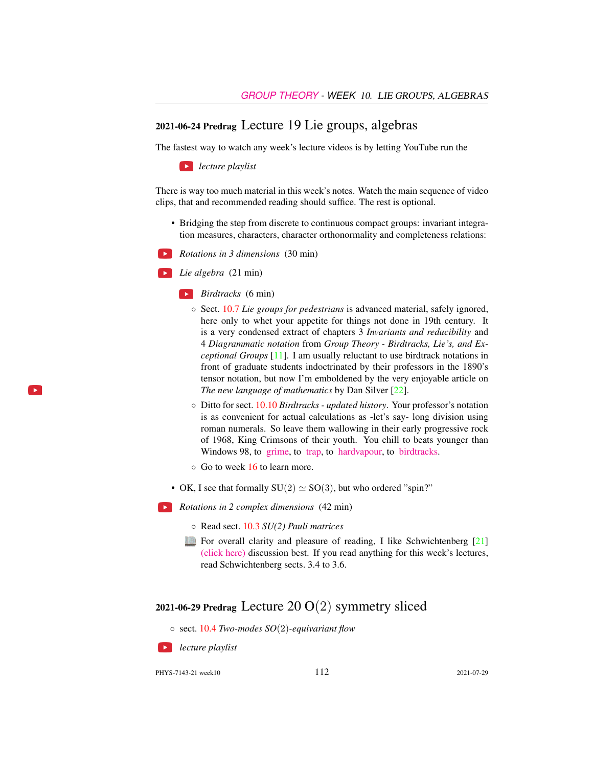## 2021-06-24 Predrag Lecture 19 Lie groups, algebras

The fastest way to watch any week's lecture videos is by letting YouTube run the

*lecture playlist*

There is way too much material in this week's notes. Watch the main sequence of video clips, that and recommended reading should suffice. The rest is optional.

- Bridging the step from discrete to continuous compact groups: invariant integration measures, characters, character orthonormality and completeness relations:

*Rotations in 3 dimensions* (30 min)

*Lie algebra* (21 min)

*Birdtracks* (6 min)

  - Sect. 10.7 *Lie groups for pedestrians* is advanced material, safely ignored, here only to whet your appetite for things not done in 19th century. It is a very condensed extract of chapters 3 *Invariants and reducibility* and 4 *Diagrammatic notation* from *Group Theory - Birdtracks, Lie's, and Exceptional Groups* [11]. I am usually reluctant to use birdtrack notations in front of graduate students indoctrinated by their professors in the 1890's tensor notation, but now I'm emboldened by the very enjoyable article on *The new language of mathematics* by Dan Silver [22].
  - Ditto for sect. 10.10 *Birdtracks - updated history*. Your professor's notation is as convenient for actual calculations as -let's say- long division using roman numerals. So leave them wallowing in their early progressive rock of 1968, King Crimsons of their youth. You chill to beats younger than Windows 98, to grime, to trap, to hardvapour, to birdtracks.
  - Go to week 16 to learn more.

- OK, I see that formally $SU(2) \simeq SO(3)$, but who ordered "spin?"

*Rotations in 2 complex dimensions* (42 min)

  - Read sect. 10.3 *SU(2) Pauli matrices*

  For overall clarity and pleasure of reading, I like Schwichtenberg [21] (click here) discussion best. If you read anything for this week's lectures, read Schwichtenberg sects. 3.4 to 3.6.

## 2021-06-29 Predrag Lecture 20 $O(2)$ symmetry sliced

- sect. 10.4 *Two-modes $SO(2)$-equivariant flow*

*lecture playlist*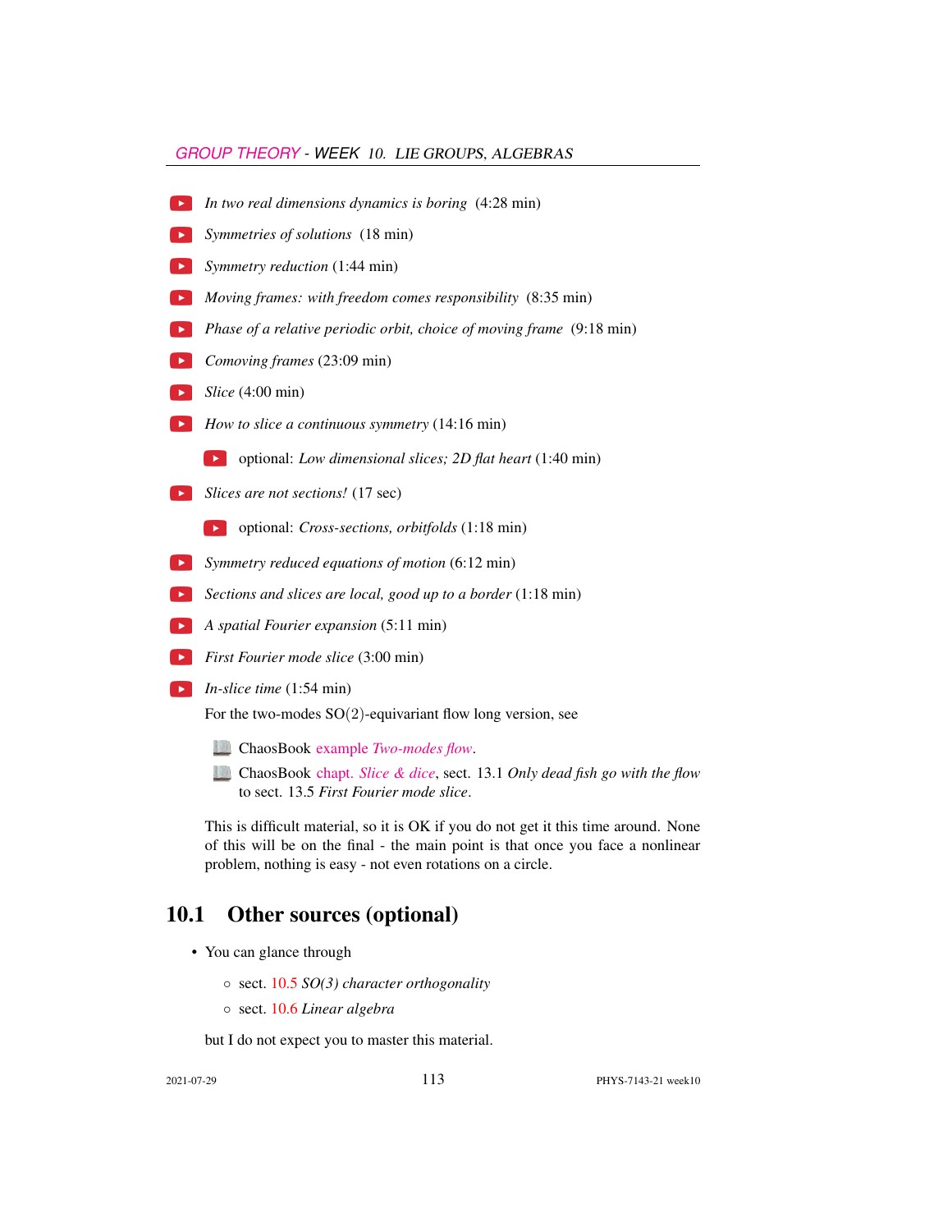- *In two real dimensions dynamics is boring* (4:28 min)
- *Symmetries of solutions* (18 min)
- *Symmetry reduction* (1:44 min)
- *Moving frames: with freedom comes responsibility* (8:35 min)
- *Phase of a relative periodic orbit, choice of moving frame* (9:18 min)
- *Comoving frames* (23:09 min)
- *Slice* (4:00 min)
- *How to slice a continuous symmetry* (14:16 min)
  - optional: *Low dimensional slices; 2D flat heart* (1:40 min)
- *Slices are not sections!* (17 sec)
  - optional: *Cross-sections, orbitfolds* (1:18 min)
- *Symmetry reduced equations of motion* (6:12 min)
- *Sections and slices are local, good up to a border* (1:18 min)
- *A spatial Fourier expansion* (5:11 min)
- *First Fourier mode slice* (3:00 min)
- *In-slice time* (1:54 min)

  For the two-modes SO(2)-equivariant flow long version, see

  - ChaosBook example *Two-modes flow*.
  - ChaosBook chapt. *Slice & dice*, sect. 13.1 *Only dead fish go with the flow* to sect. 13.5 *First Fourier mode slice*.

  This is difficult material, so it is OK if you do not get it this time around. None of this will be on the final - the main point is that once you face a nonlinear problem, nothing is easy - not even rotations on a circle.

## 10.1 Other sources (optional)

- You can glance through
  - sect. 10.5 *SO(3) character orthogonality*
  - sect. 10.6 *Linear algebra*

  but I do not expect you to master this material.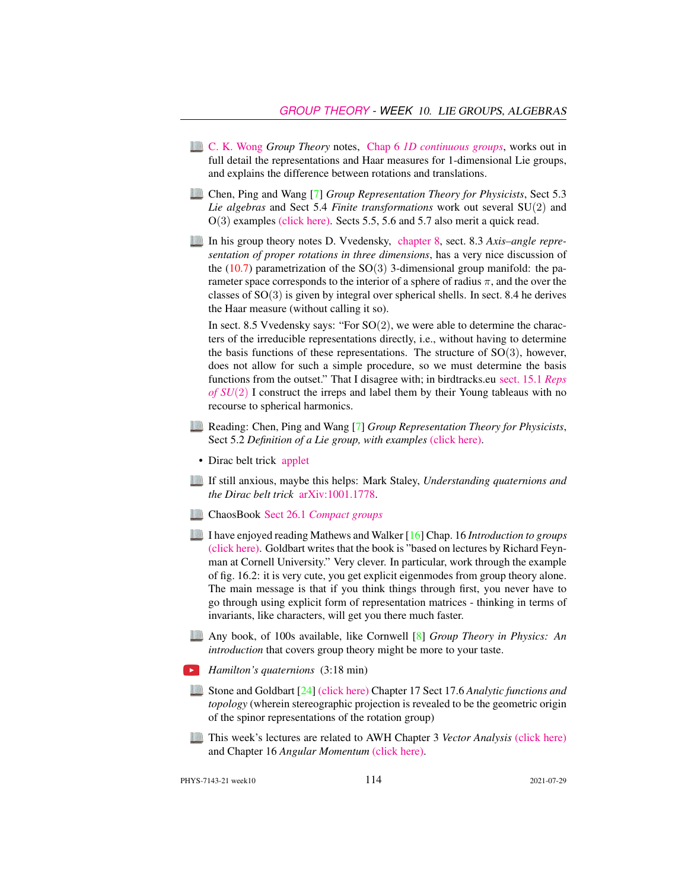- C. K. Wong *Group Theory* notes, Chap 6 *1D continuous groups*, works out in full detail the representations and Haar measures for 1-dimensional Lie groups, and explains the difference between rotations and translations.

- Chen, Ping and Wang [7] *Group Representation Theory for Physicists*, Sect 5.3 *Lie algebras* and Sect 5.4 *Finite transformations* work out several $SU(2)$ and $O(3)$ examples (click here). Sects 5.5, 5.6 and 5.7 also merit a quick read.

- In his group theory notes D. Vvedensky, chapter 8, sect. 8.3 *Axis–angle representation of proper rotations in three dimensions*, has a very nice discussion of the (10.7) parametrization of the $SO(3)$ 3-dimensional group manifold: the parameter space corresponds to the interior of a sphere of radius $\pi$, and the over the classes of $SO(3)$ is given by integral over spherical shells. In sect. 8.4 he derives the Haar measure (without calling it so).

  In sect. 8.5 Vvedensky says: "For $SO(2)$, we were able to determine the characters of the irreducible representations directly, i.e., without having to determine the basis functions of these representations. The structure of $SO(3)$, however, does not allow for such a simple procedure, so we must determine the basis functions from the outset." That I disagree with; in birdtracks.eu sect. 15.1 *Reps of $SU(2)$* I construct the irreps and label them by their Young tableaus with no recourse to spherical harmonics.

- Reading: Chen, Ping and Wang [7] *Group Representation Theory for Physicists*, Sect 5.2 *Definition of a Lie group, with examples* (click here).

- Dirac belt trick applet

- If still anxious, maybe this helps: Mark Staley, *Understanding quaternions and the Dirac belt trick* arXiv:1001.1778.

- ChaosBook Sect 26.1 *Compact groups*

- I have enjoyed reading Mathews and Walker [16] Chap. 16 *Introduction to groups* (click here). Goldbart writes that the book is "based on lectures by Richard Feynman at Cornell University." Very clever. In particular, work through the example of fig. 16.2: it is very cute, you get explicit eigenmodes from group theory alone. The main message is that if you think things through first, you never have to go through using explicit form of representation matrices - thinking in terms of invariants, like characters, will get you there much faster.

- Any book, of 100s available, like Cornwell [8] *Group Theory in Physics: An introduction* that covers group theory might be more to your taste.

- *Hamilton's quaternions* (3:18 min)

- Stone and Goldbart [24] (click here) Chapter 17 Sect 17.6 *Analytic functions and topology* (wherein stereographic projection is revealed to be the geometric origin of the spinor representations of the rotation group)

- This week's lectures are related to AWH Chapter 3 *Vector Analysis* (click here) and Chapter 16 *Angular Momentum* (click here).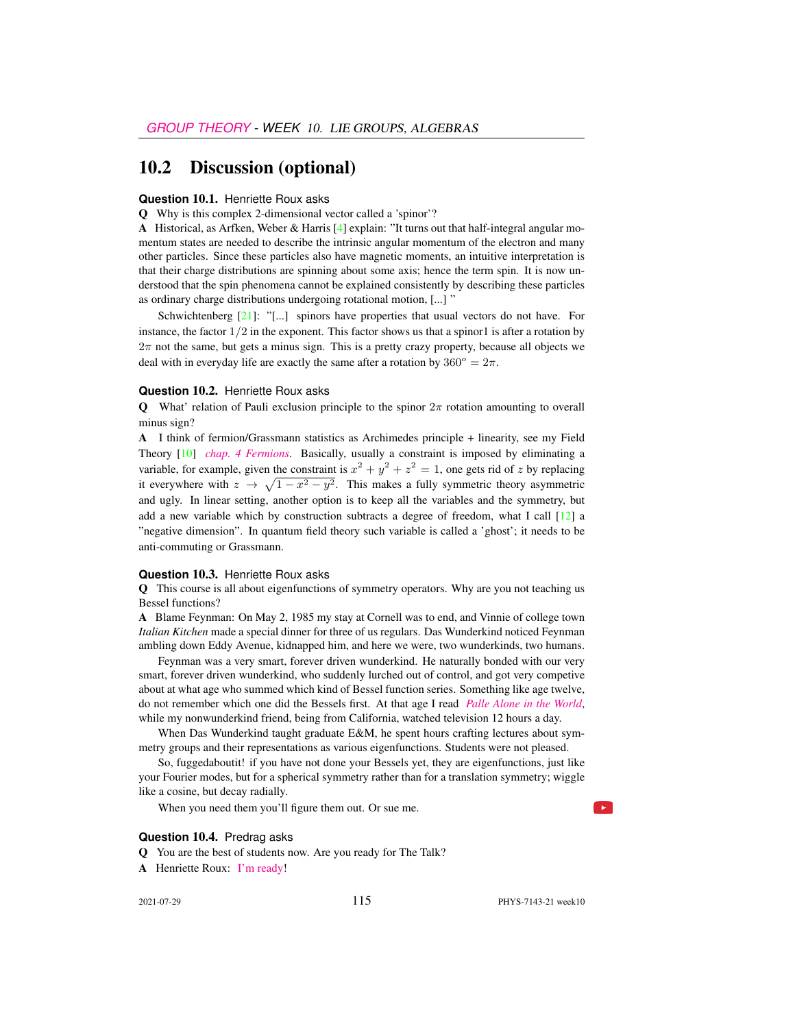## 10.2 Discussion (optional)

**Question 10.1.** Henriette Roux asks

**Q** Why is this complex 2-dimensional vector called a 'spinor'?

**A** Historical, as Arfken, Weber & Harris [4] explain: "It turns out that half-integral angular momentum states are needed to describe the intrinsic angular momentum of the electron and many other particles. Since these particles also have magnetic moments, an intuitive interpretation is that their charge distributions are spinning about some axis; hence the term spin. It is now understood that the spin phenomena cannot be explained consistently by describing these particles as ordinary charge distributions undergoing rotational motion, [...] "

Schwichtenberg [21]: "[...] spinors have properties that usual vectors do not have. For instance, the factor $1/2$ in the exponent. This factor shows us that a spinor1 is after a rotation by $2\pi$ not the same, but gets a minus sign. This is a pretty crazy property, because all objects we deal with in everyday life are exactly the same after a rotation by $360^o = 2\pi$.

**Question 10.2.** Henriette Roux asks

**Q** What' relation of Pauli exclusion principle to the spinor $2\pi$ rotation amounting to overall minus sign?

**A** I think of fermion/Grassmann statistics as Archimedes principle + linearity, see my Field Theory [10] *chap. 4 Fermions*. Basically, usually a constraint is imposed by eliminating a variable, for example, given the constraint is $x^2 + y^2 + z^2 = 1$, one gets rid of $z$ by replacing it everywhere with $z \rightarrow \sqrt{1 - x^2 - y^2}$. This makes a fully symmetric theory asymmetric and ugly. In linear setting, another option is to keep all the variables and the symmetry, but add a new variable which by construction subtracts a degree of freedom, what I call [12] a "negative dimension". In quantum field theory such variable is called a 'ghost'; it needs to be anti-commuting or Grassmann.

**Question 10.3.** Henriette Roux asks

**Q** This course is all about eigenfunctions of symmetry operators. Why are you not teaching us Bessel functions?

**A** Blame Feynman: On May 2, 1985 my stay at Cornell was to end, and Vinnie of college town *Italian Kitchen* made a special dinner for three of us regulars. Das Wunderkind noticed Feynman ambling down Eddy Avenue, kidnapped him, and here we were, two wunderkinds, two humans.

Feynman was a very smart, forever driven wunderkind. He naturally bonded with our very smart, forever driven wunderkind, who suddenly lurched out of control, and got very compelive about at what age who summed which kind of Bessel function series. Something like age twelve, do not remember which one did the Bessels first. At that age I read *Palle Alone in the World*, while my nonwunderkind friend, being from California, watched television 12 hours a day.

When Das Wunderkind taught graduate E&M, he spent hours crafting lectures about symmetry groups and their representations as various eigenfunctions. Students were not pleased.

So, fuggedaboutit! if you have not done your Bessels yet, they are eigenfunctions, just like your Fourier modes, but for a spherical symmetry rather than for a translation symmetry; wiggle like a cosine, but decay radially.

When you need them you'll figure them out. Or sue me.

**Question 10.4.** Predrag asks

**Q** You are the best of students now. Are you ready for The Talk?

**A** Henriette Roux: I'm ready!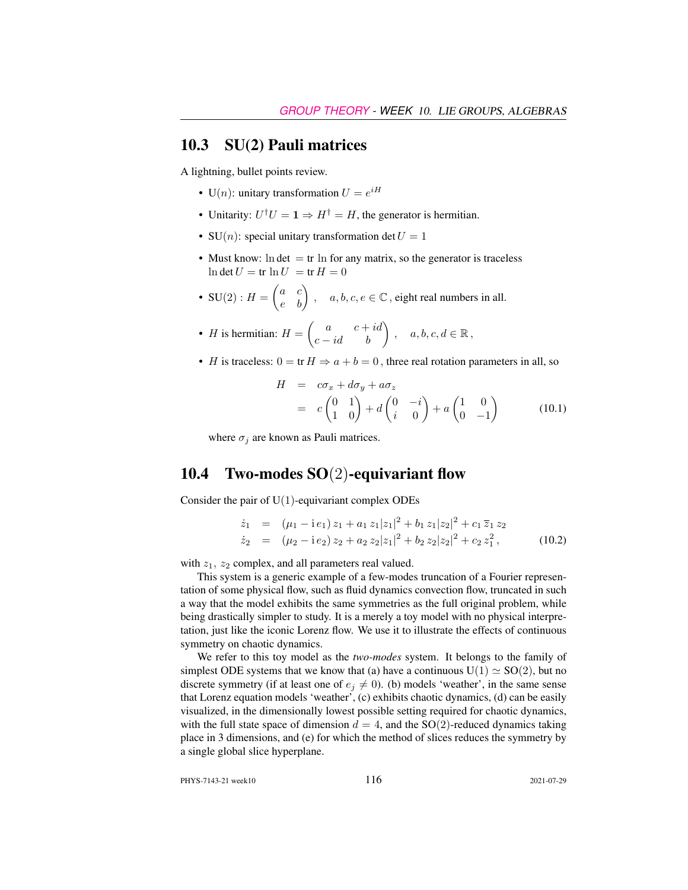## 10.3 SU(2) Pauli matrices

A lightning, bullet points review.

- $\mathrm{U}(n)$: unitary transformation $U = e^{iH}$
- Unitarity: $U^\dagger U = \mathbf{1} \Rightarrow H^\dagger = H$, the generator is hermitian.
- $\mathrm{SU}(n)$: special unitary transformation $\det U = 1$
- Must know: $\ln\det\ = \mathrm{tr}\ \ln$ for any matrix, so the generator is traceless $\ln\det U = \mathrm{tr}\ \ln U\ = \mathrm{tr}\, H = 0$
- $\mathrm{SU}(2) : H = \begin{pmatrix} a & c \\ e & b \end{pmatrix}$ , $\quad a, b, c, e \in \mathbb{C}$ , eight real numbers in all.
- $H$ is hermitian: $H = \begin{pmatrix} a & c+id \\ c-id & b \end{pmatrix}$ , $\quad a, b, c, d \in \mathbb{R}$ ,
- $H$ is traceless: $0 = \mathrm{tr}\, H \Rightarrow a + b = 0$ , three real rotation parameters in all, so

$$
\begin{aligned}
H &= c\sigma_x + d\sigma_y + a\sigma_z \\
&= c\begin{pmatrix} 0 & 1 \\ 1 & 0 \end{pmatrix} + d\begin{pmatrix} 0 & -i \\ i & 0 \end{pmatrix} + a\begin{pmatrix} 1 & 0 \\ 0 & -1 \end{pmatrix}
\end{aligned}
\tag{10.1}
$$

  where $\sigma_j$ are known as Pauli matrices.

## 10.4 Two-modes SO(2)-equivariant flow

Consider the pair of U(1)-equivariant complex ODEs

$$
\begin{aligned}
\dot{z}_1 &= (\mu_1 - \mathrm{i}\, e_1)\, z_1 + a_1\, z_1|z_1|^2 + b_1\, z_1|z_2|^2 + c_1\, \overline{z}_1\, z_2 \\
\dot{z}_2 &= (\mu_2 - \mathrm{i}\, e_2)\, z_2 + a_2\, z_2|z_1|^2 + b_2\, z_2|z_2|^2 + c_2\, z_1^2\,,
\end{aligned}
\tag{10.2}
$$

with $z_1$, $z_2$ complex, and all parameters real valued.

This system is a generic example of a few-modes truncation of a Fourier representation of some physical flow, such as fluid dynamics convection flow, truncated in such a way that the model exhibits the same symmetries as the full original problem, while being drastically simpler to study. It is a merely a toy model with no physical interpretation, just like the iconic Lorenz flow. We use it to illustrate the effects of continuous symmetry on chaotic dynamics.

We refer to this toy model as the *two-modes* system. It belongs to the family of simplest ODE systems that we know that (a) have a continuous $\mathrm{U}(1) \simeq \mathrm{SO}(2)$, but no discrete symmetry (if at least one of $e_j \neq 0$). (b) models 'weather', in the same sense that Lorenz equation models 'weather', (c) exhibits chaotic dynamics, (d) can be easily visualized, in the dimensionally lowest possible setting required for chaotic dynamics, with the full state space of dimension $d = 4$, and the $\mathrm{SO}(2)$-reduced dynamics taking place in 3 dimensions, and (e) for which the method of slices reduces the symmetry by a single global slice hyperplane.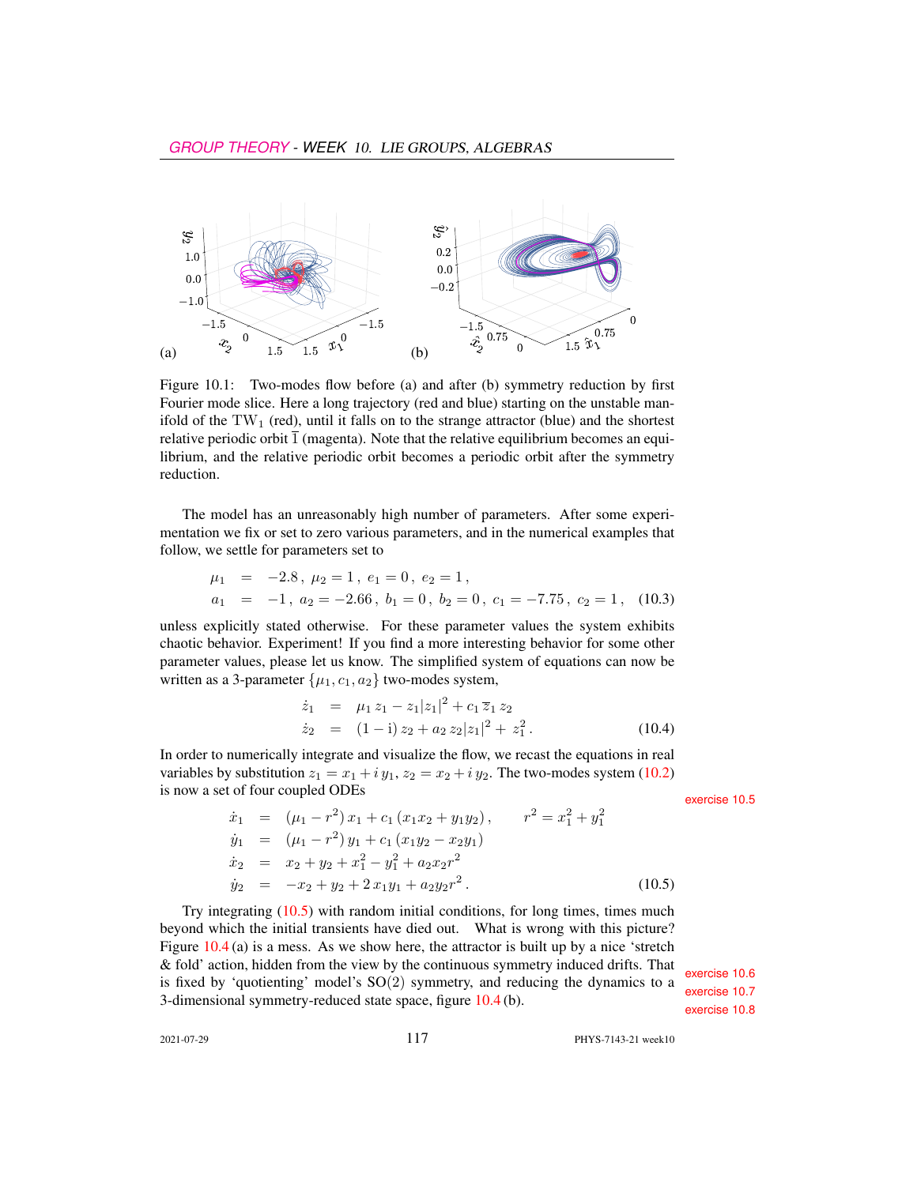Figure 10.1: Two-modes flow before (a) and after (b) symmetry reduction by first Fourier mode slice. Here a long trajectory (red and blue) starting on the unstable manifold of the $\mathrm{TW}_1$ (red), until it falls on to the strange attractor (blue) and the shortest relative periodic orbit $\overline{1}$ (magenta). Note that the relative equilibrium becomes an equilibrium, and the relative periodic orbit becomes a periodic orbit after the symmetry reduction.

The model has an unreasonably high number of parameters. After some experimentation we fix or set to zero various parameters, and in the numerical examples that follow, we settle for parameters set to

$$
\begin{aligned}
\mu_1 &= -2.8\,,\ \mu_2 = 1\,,\ e_1 = 0\,,\ e_2 = 1\,, \\
a_1 &= -1\,,\ a_2 = -2.66\,,\ b_1 = 0\,,\ b_2 = 0\,,\ c_1 = -7.75\,,\ c_2 = 1\,,
\end{aligned}
\tag{10.3}
$$

unless explicitly stated otherwise. For these parameter values the system exhibits chaotic behavior. Experiment! If you find a more interesting behavior for some other parameter values, please let us know. The simplified system of equations can now be written as a 3-parameter $\{\mu_1, c_1, a_2\}$ two-modes system,

$$
\begin{aligned}
\dot{z}_1 &= \mu_1\, z_1 - z_1 |z_1|^2 + c_1\, \overline{z}_1\, z_2 \\
\dot{z}_2 &= (1 - \mathrm{i})\, z_2 + a_2\, z_2 |z_1|^2 + z_1^2\,.
\end{aligned}
\tag{10.4}
$$

In order to numerically integrate and visualize the flow, we recast the equations in real variables by substitution $z_1 = x_1 + i\, y_1$, $z_2 = x_2 + i\, y_2$. The two-modes system (10.2) is now a set of four coupled ODEs

exercise 10.5

$$
\begin{aligned}
\dot{x}_1 &= (\mu_1 - r^2)\, x_1 + c_1\, (x_1 x_2 + y_1 y_2)\,, \qquad r^2 = x_1^2 + y_1^2 \\
\dot{y}_1 &= (\mu_1 - r^2)\, y_1 + c_1\, (x_1 y_2 - x_2 y_1) \\
\dot{x}_2 &= x_2 + y_2 + x_1^2 - y_1^2 + a_2 x_2 r^2 \\
\dot{y}_2 &= -x_2 + y_2 + 2\, x_1 y_1 + a_2 y_2 r^2\,.
\end{aligned}
\tag{10.5}
$$

Try integrating (10.5) with random initial conditions, for long times, times much beyond which the initial transients have died out. What is wrong with this picture? Figure 10.4 (a) is a mess. As we show here, the attractor is built up by a nice 'stretch & fold' action, hidden from the view by the continuous symmetry induced drifts. That is fixed by 'quotienting' model's $\mathrm{SO}(2)$ symmetry, and reducing the dynamics to a 3-dimensional symmetry-reduced state space, figure 10.4 (b).

exercise 10.6
exercise 10.7
exercise 10.8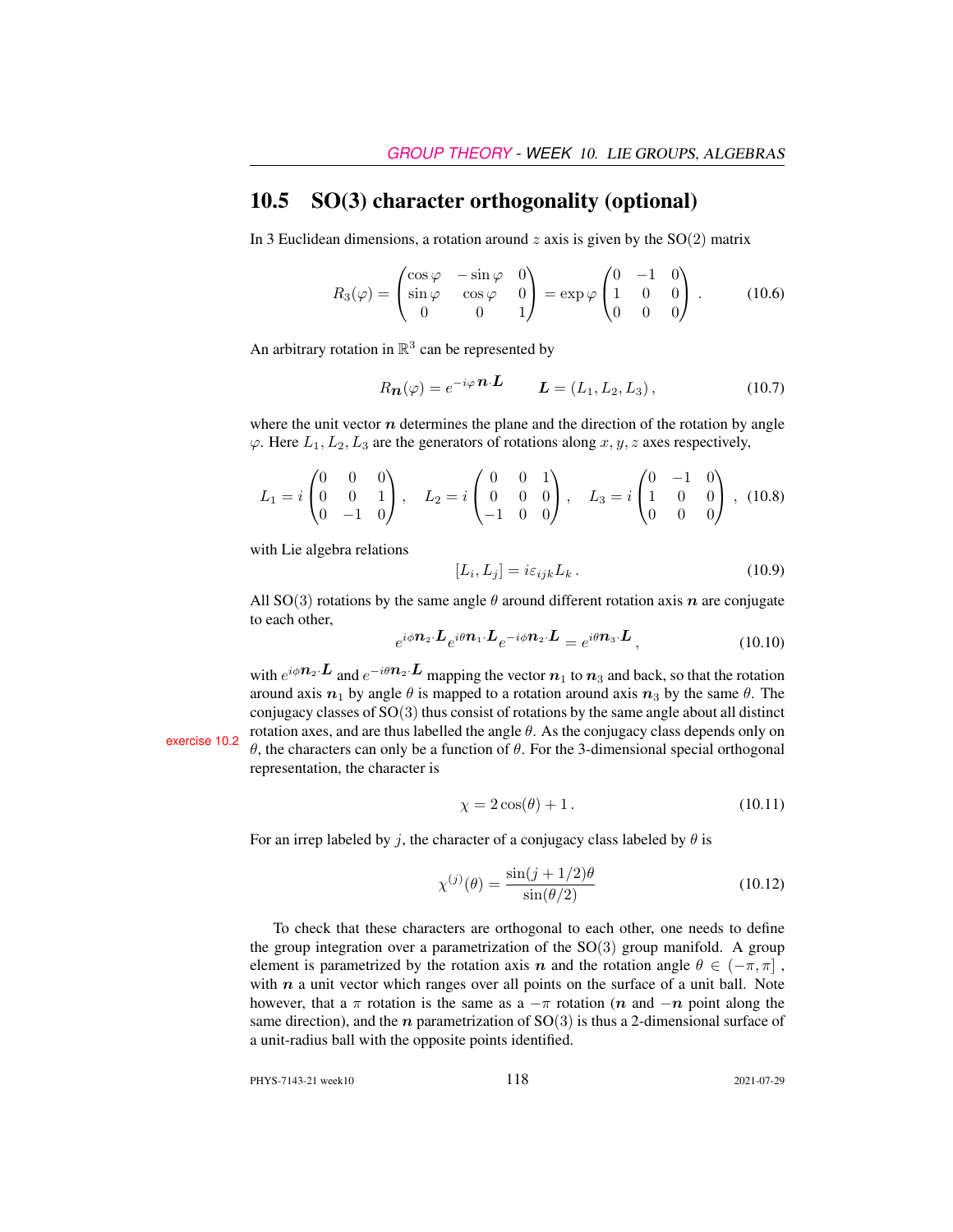## 10.5 SO(3) character orthogonality (optional)

In 3 Euclidean dimensions, a rotation around $z$ axis is given by the SO(2) matrix

$$R_3(\varphi) = \begin{pmatrix} \cos\varphi & -\sin\varphi & 0 \\ \sin\varphi & \cos\varphi & 0 \\ 0 & 0 & 1 \end{pmatrix} = \exp\varphi \begin{pmatrix} 0 & -1 & 0 \\ 1 & 0 & 0 \\ 0 & 0 & 0 \end{pmatrix} . \tag{10.6}$$

An arbitrary rotation in $\mathbb{R}^3$ can be represented by

$$R_{\boldsymbol{n}}(\varphi) = e^{-i\varphi\,\boldsymbol{n}\cdot\boldsymbol{L}} \qquad \boldsymbol{L} = (L_1, L_2, L_3)\,, \tag{10.7}$$

where the unit vector $\boldsymbol{n}$ determines the plane and the direction of the rotation by angle $\varphi$. Here $L_1, L_2, L_3$ are the generators of rotations along $x, y, z$ axes respectively,

$$L_1 = i\begin{pmatrix} 0 & 0 & 0 \\ 0 & 0 & 1 \\ 0 & -1 & 0 \end{pmatrix}, \quad L_2 = i\begin{pmatrix} 0 & 0 & 1 \\ 0 & 0 & 0 \\ -1 & 0 & 0 \end{pmatrix}, \quad L_3 = i\begin{pmatrix} 0 & -1 & 0 \\ 1 & 0 & 0 \\ 0 & 0 & 0 \end{pmatrix}, \tag{10.8}$$

with Lie algebra relations

$$[L_i, L_j] = i\varepsilon_{ijk} L_k\,. \tag{10.9}$$

All SO(3) rotations by the same angle $\theta$ around different rotation axis $\boldsymbol{n}$ are conjugate to each other,

$$e^{i\phi\boldsymbol{n}_2\cdot\boldsymbol{L}} e^{i\theta\boldsymbol{n}_1\cdot\boldsymbol{L}} e^{-i\phi\boldsymbol{n}_2\cdot\boldsymbol{L}} = e^{i\theta\boldsymbol{n}_3\cdot\boldsymbol{L}}\,, \tag{10.10}$$

with $e^{i\phi\boldsymbol{n}_2\cdot\boldsymbol{L}}$ and $e^{-i\theta\boldsymbol{n}_2\cdot\boldsymbol{L}}$ mapping the vector $\boldsymbol{n}_1$ to $\boldsymbol{n}_3$ and back, so that the rotation around axis $\boldsymbol{n}_1$ by angle $\theta$ is mapped to a rotation around axis $\boldsymbol{n}_3$ by the same $\theta$. The conjugacy classes of SO(3) thus consist of rotations by the same angle about all distinct rotation axes, and are thus labelled the angle $\theta$. As the conjugacy class depends only on $\theta$, the characters can only be a function of $\theta$. For the 3-dimensional special orthogonal representation, the character is

exercise 10.2

$$\chi = 2\cos(\theta) + 1\,. \tag{10.11}$$

For an irrep labeled by $j$, the character of a conjugacy class labeled by $\theta$ is

$$\chi^{(j)}(\theta) = \frac{\sin(j+1/2)\theta}{\sin(\theta/2)} \tag{10.12}$$

To check that these characters are orthogonal to each other, one needs to define the group integration over a parametrization of the SO(3) group manifold. A group element is parametrized by the rotation axis $\boldsymbol{n}$ and the rotation angle $\theta \in (-\pi, \pi]$, with $\boldsymbol{n}$ a unit vector which ranges over all points on the surface of a unit ball. Note however, that a $\pi$ rotation is the same as a $-\pi$ rotation ($\boldsymbol{n}$ and $-\boldsymbol{n}$ point along the same direction), and the $\boldsymbol{n}$ parametrization of SO(3) is thus a 2-dimensional surface of a unit-radius ball with the opposite points identified.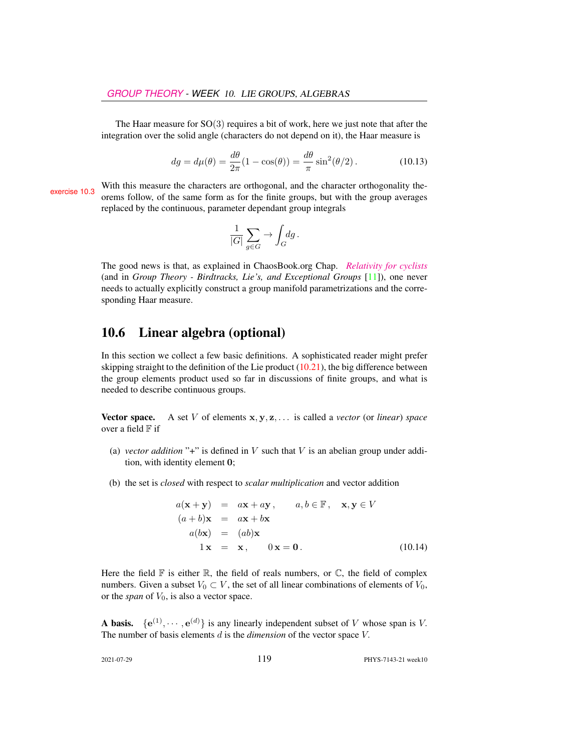The Haar measure for SO(3) requires a bit of work, here we just note that after the integration over the solid angle (characters do not depend on it), the Haar measure is

$$dg = d\mu(\theta) = \frac{d\theta}{2\pi}(1 - \cos(\theta)) = \frac{d\theta}{\pi}\sin^2(\theta/2)\,. \tag{10.13}$$

exercise 10.3

With this measure the characters are orthogonal, and the character orthogonality theorems follow, of the same form as for the finite groups, but with the group averages replaced by the continuous, parameter dependant group integrals

$$\frac{1}{|G|}\sum_{g\in G} \to \int_G dg\,.$$

The good news is that, as explained in ChaosBook.org Chap. *Relativity for cyclists* (and in *Group Theory - Birdtracks, Lie's, and Exceptional Groups* [11]), one never needs to actually explicitly construct a group manifold parametrizations and the corresponding Haar measure.

## 10.6 Linear algebra (optional)

In this section we collect a few basic definitions. A sophisticated reader might prefer skipping straight to the definition of the Lie product (10.21), the big difference between the group elements product used so far in discussions of finite groups, and what is needed to describe continuous groups.

**Vector space.** A set $V$ of elements $\mathbf{x}, \mathbf{y}, \mathbf{z}, \ldots$ is called a *vector* (or *linear*) *space* over a field $\mathbb{F}$ if

(a) *vector addition* "+" is defined in $V$ such that $V$ is an abelian group under addition, with identity element $\mathbf{0}$;

(b) the set is *closed* with respect to *scalar multiplication* and vector addition

$$\begin{aligned}
a(\mathbf{x}+\mathbf{y}) &= a\mathbf{x} + a\mathbf{y}\,, \qquad a, b \in \mathbb{F}\,, \quad \mathbf{x}, \mathbf{y} \in V \\
(a+b)\mathbf{x} &= a\mathbf{x} + b\mathbf{x} \\
a(b\mathbf{x}) &= (ab)\mathbf{x} \\
1\,\mathbf{x} &= \mathbf{x}\,, \qquad 0\,\mathbf{x} = \mathbf{0}\,.
\end{aligned} \tag{10.14}$$

Here the field $\mathbb{F}$ is either $\mathbb{R}$, the field of reals numbers, or $\mathbb{C}$, the field of complex numbers. Given a subset $V_0 \subset V$, the set of all linear combinations of elements of $V_0$, or the *span* of $V_0$, is also a vector space.

**A basis.** $\{\mathbf{e}^{(1)}, \cdots, \mathbf{e}^{(d)}\}$ is any linearly independent subset of $V$ whose span is $V$. The number of basis elements $d$ is the *dimension* of the vector space $V$.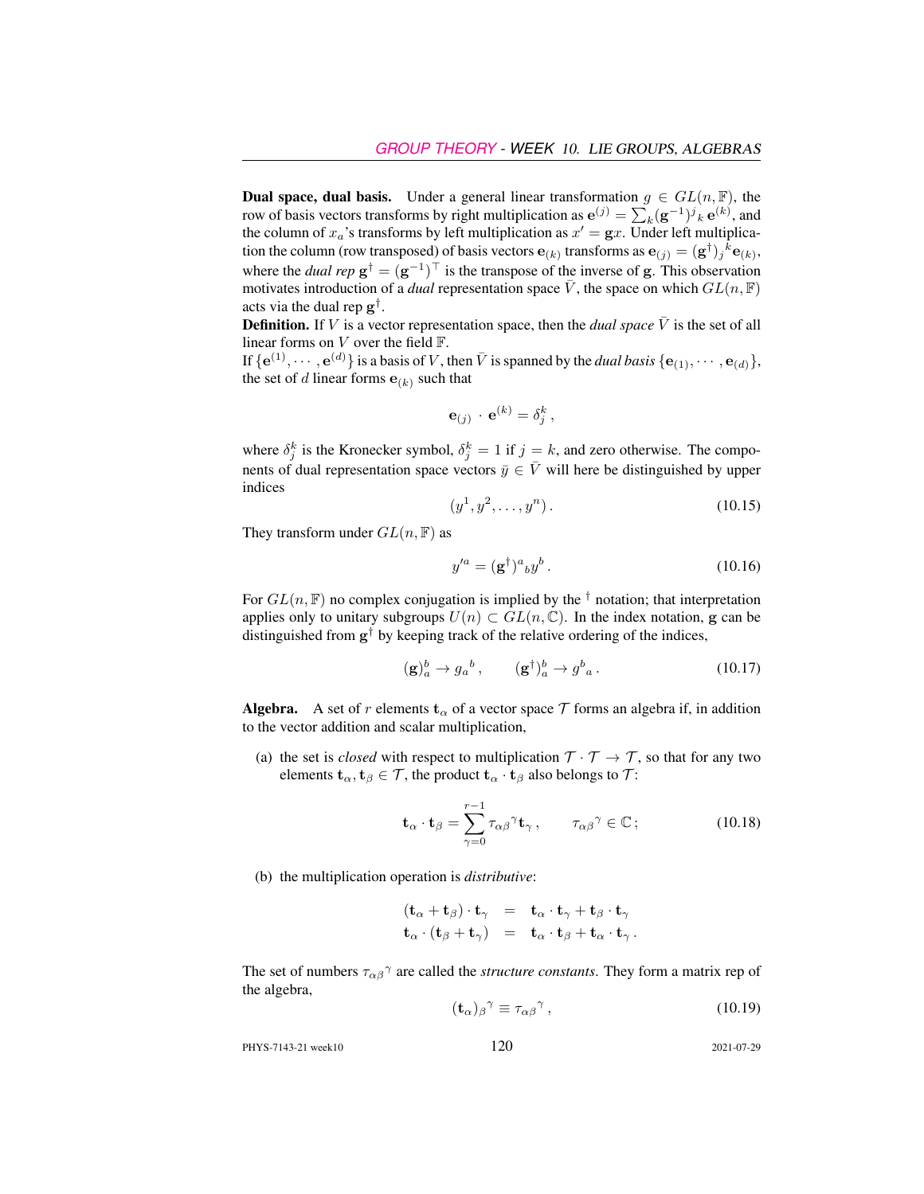**Dual space, dual basis.** Under a general linear transformation $g \in GL(n, \mathbb{F})$, the row of basis vectors transforms by right multiplication as $\mathbf{e}^{(j)} = \sum_k (\mathbf{g}^{-1})^j{}_k \, \mathbf{e}^{(k)}$, and the column of $x_a$'s transforms by left multiplication as $x' = \mathbf{g}x$. Under left multiplication the column (row transposed) of basis vectors $\mathbf{e}_{(k)}$ transforms as $\mathbf{e}_{(j)} = (\mathbf{g}^\dagger)_j{}^k \mathbf{e}_{(k)}$, where the *dual rep* $\mathbf{g}^\dagger = (\mathbf{g}^{-1})^\top$ is the transpose of the inverse of $\mathbf{g}$. This observation motivates introduction of a *dual* representation space $\bar{V}$, the space on which $GL(n, \mathbb{F})$ acts via the dual rep $\mathbf{g}^\dagger$.

**Definition.** If $V$ is a vector representation space, then the *dual space* $\bar{V}$ is the set of all linear forms on $V$ over the field $\mathbb{F}$.

If $\{\mathbf{e}^{(1)}, \cdots, \mathbf{e}^{(d)}\}$ is a basis of $V$, then $\bar{V}$ is spanned by the *dual basis* $\{\mathbf{e}_{(1)}, \cdots, \mathbf{e}_{(d)}\}$, the set of $d$ linear forms $\mathbf{e}_{(k)}$ such that

$$
\mathbf{e}_{(j)} \cdot \mathbf{e}^{(k)} = \delta_j^k \,,
$$

where $\delta_j^k$ is the Kronecker symbol, $\delta_j^k = 1$ if $j = k$, and zero otherwise. The components of dual representation space vectors $\bar{y} \in \bar{V}$ will here be distinguished by upper indices

$$
(y^1, y^2, \ldots, y^n) \,. \tag{10.15}
$$

They transform under $GL(n, \mathbb{F})$ as

$$
y'^a = (\mathbf{g}^\dagger)^a{}_b y^b \,. \tag{10.16}
$$

For $GL(n, \mathbb{F})$ no complex conjugation is implied by the $^\dagger$ notation; that interpretation applies only to unitary subgroups $U(n) \subset GL(n, \mathbb{C})$. In the index notation, $\mathbf{g}$ can be distinguished from $\mathbf{g}^\dagger$ by keeping track of the relative ordering of the indices,

$$
(\mathbf{g})_a^b \to g_a{}^b \,, \qquad (\mathbf{g}^\dagger)_a^b \to g^b{}_a \,. \tag{10.17}
$$

**Algebra.** A set of $r$ elements $\mathbf{t}_\alpha$ of a vector space $\mathcal{T}$ forms an algebra if, in addition to the vector addition and scalar multiplication,

(a) the set is *closed* with respect to multiplication $\mathcal{T} \cdot \mathcal{T} \to \mathcal{T}$, so that for any two elements $\mathbf{t}_\alpha, \mathbf{t}_\beta \in \mathcal{T}$, the product $\mathbf{t}_\alpha \cdot \mathbf{t}_\beta$ also belongs to $\mathcal{T}$:

$$
\mathbf{t}_\alpha \cdot \mathbf{t}_\beta = \sum_{\gamma=0}^{r-1} \tau_{\alpha\beta}{}^\gamma \mathbf{t}_\gamma \,, \qquad \tau_{\alpha\beta}{}^\gamma \in \mathbb{C} \,; \tag{10.18}
$$

(b) the multiplication operation is *distributive*:

$$
\begin{aligned}
(\mathbf{t}_\alpha + \mathbf{t}_\beta) \cdot \mathbf{t}_\gamma &= \mathbf{t}_\alpha \cdot \mathbf{t}_\gamma + \mathbf{t}_\beta \cdot \mathbf{t}_\gamma \\
\mathbf{t}_\alpha \cdot (\mathbf{t}_\beta + \mathbf{t}_\gamma) &= \mathbf{t}_\alpha \cdot \mathbf{t}_\beta + \mathbf{t}_\alpha \cdot \mathbf{t}_\gamma \,.
\end{aligned}
$$

The set of numbers $\tau_{\alpha\beta}{}^\gamma$ are called the *structure constants*. They form a matrix rep of the algebra,

$$
(\mathbf{t}_\alpha)_\beta{}^\gamma \equiv \tau_{\alpha\beta}{}^\gamma \,, \tag{10.19}
$$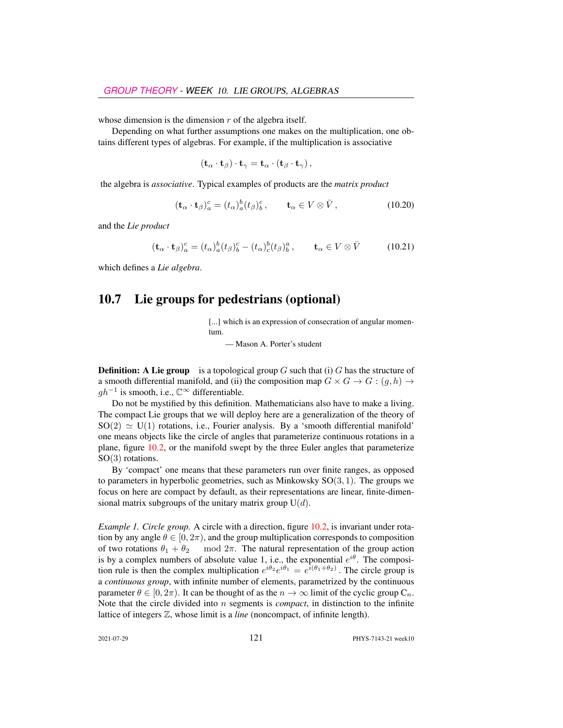whose dimension is the dimension $r$ of the algebra itself.

Depending on what further assumptions one makes on the multiplication, one obtains different types of algebras. For example, if the multiplication is associative

$$(\mathbf{t}_\alpha \cdot \mathbf{t}_\beta) \cdot \mathbf{t}_\gamma = \mathbf{t}_\alpha \cdot (\mathbf{t}_\beta \cdot \mathbf{t}_\gamma)\,,$$

the algebra is *associative*. Typical examples of products are the *matrix product*

$$(\mathbf{t}_\alpha \cdot \mathbf{t}_\beta)_a^c = (t_\alpha)_a^b (t_\beta)_b^c\,, \qquad \mathbf{t}_\alpha \in V \otimes \bar{V}\,, \tag{10.20}$$

and the *Lie product*

$$(\mathbf{t}_\alpha \cdot \mathbf{t}_\beta)_a^c = (t_\alpha)_a^b (t_\beta)_b^c - (t_\alpha)_c^b (t_\beta)_b^a\,, \qquad \mathbf{t}_\alpha \in V \otimes \bar{V} \tag{10.21}$$

which defines a *Lie algebra*.

## 10.7 Lie groups for pedestrians (optional)

> [...] which is an expression of consecration of angular momentum.
>
> — Mason A. Porter's student

**Definition: A Lie group** is a topological group $G$ such that (i) $G$ has the structure of a smooth differential manifold, and (ii) the composition map $G \times G \to G : (g, h) \to gh^{-1}$ is smooth, i.e., $\mathbb{C}^\infty$ differentiable.

Do not be mystified by this definition. Mathematicians also have to make a living. The compact Lie groups that we will deploy here are a generalization of the theory of $\mathrm{SO}(2) \simeq \mathrm{U}(1)$ rotations, i.e., Fourier analysis. By a 'smooth differential manifold' one means objects like the circle of angles that parameterize continuous rotations in a plane, figure 10.2, or the manifold swept by the three Euler angles that parameterize $\mathrm{SO}(3)$ rotations.

By 'compact' one means that these parameters run over finite ranges, as opposed to parameters in hyperbolic geometries, such as Minkowsky $\mathrm{SO}(3,1)$. The groups we focus on here are compact by default, as their representations are linear, finite-dimensional matrix subgroups of the unitary matrix group $\mathrm{U}(d)$.

*Example 1. Circle group.* A circle with a direction, figure 10.2, is invariant under rotation by any angle $\theta \in [0, 2\pi)$, and the group multiplication corresponds to composition of two rotations $\theta_1 + \theta_2 \mod 2\pi$. The natural representation of the group action is by a complex numbers of absolute value 1, i.e., the exponential $e^{i\theta}$. The composition rule is then the complex multiplication $e^{i\theta_2} e^{i\theta_1} = e^{i(\theta_1+\theta_2)}$. The circle group is a *continuous group*, with infinite number of elements, parametrized by the continuous parameter $\theta \in [0, 2\pi)$. It can be thought of as the $n \to \infty$ limit of the cyclic group $\mathrm{C}_n$. Note that the circle divided into $n$ segments is *compact*, in distinction to the infinite lattice of integers $\mathbb{Z}$, whose limit is a *line* (noncompact, of infinite length).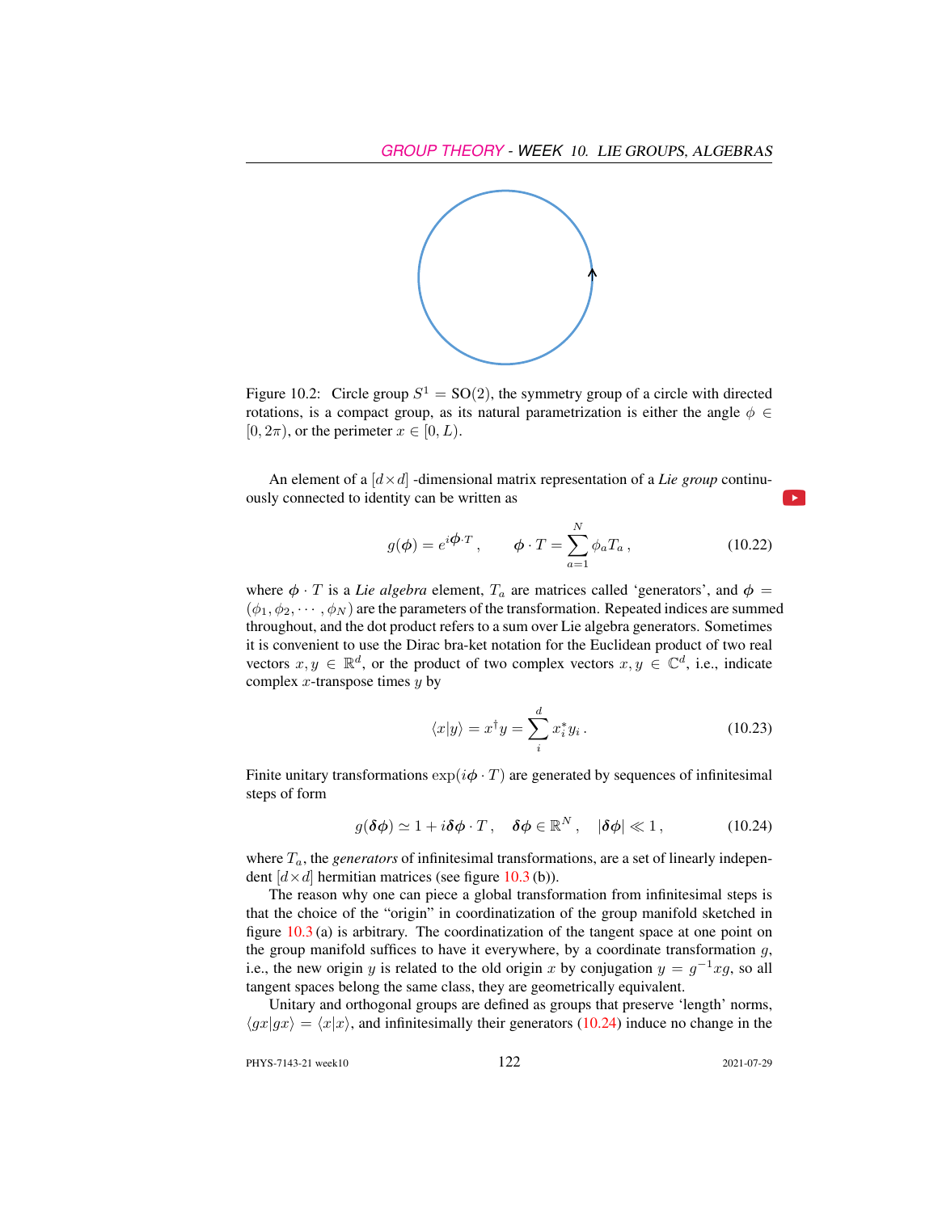Figure 10.2: Circle group $S^1 = \mathrm{SO}(2)$, the symmetry group of a circle with directed rotations, is a compact group, as its natural parametrization is either the angle $\phi \in [0, 2\pi)$, or the perimeter $x \in [0, L)$.

An element of a $[d \times d]$ -dimensional matrix representation of a *Lie group* continuously connected to identity can be written as

$$g(\boldsymbol{\phi}) = e^{i\boldsymbol{\phi} \cdot T}, \qquad \boldsymbol{\phi} \cdot T = \sum_{a=1}^{N} \phi_a T_a , \tag{10.22}$$

where $\boldsymbol{\phi} \cdot T$ is a *Lie algebra* element, $T_a$ are matrices called 'generators', and $\boldsymbol{\phi} = (\phi_1, \phi_2, \cdots, \phi_N)$ are the parameters of the transformation. Repeated indices are summed throughout, and the dot product refers to a sum over Lie algebra generators. Sometimes it is convenient to use the Dirac bra-ket notation for the Euclidean product of two real vectors $x, y \in \mathbb{R}^d$, or the product of two complex vectors $x, y \in \mathbb{C}^d$, i.e., indicate complex $x$-transpose times $y$ by

$$\langle x|y \rangle = x^\dagger y = \sum_{i}^{d} x_i^* y_i . \tag{10.23}$$

Finite unitary transformations $\exp(i\boldsymbol{\phi} \cdot T)$ are generated by sequences of infinitesimal steps of form

$$g(\boldsymbol{\delta\phi}) \simeq 1 + i\boldsymbol{\delta\phi} \cdot T , \quad \boldsymbol{\delta\phi} \in \mathbb{R}^N , \quad |\boldsymbol{\delta\phi}| \ll 1 , \tag{10.24}$$

where $T_a$, the *generators* of infinitesimal transformations, are a set of linearly independent $[d \times d]$ hermitian matrices (see figure 10.3 (b)).

The reason why one can piece a global transformation from infinitesimal steps is that the choice of the "origin" in coordinatization of the group manifold sketched in figure 10.3 (a) is arbitrary. The coordinatization of the tangent space at one point on the group manifold suffices to have it everywhere, by a coordinate transformation $g$, i.e., the new origin $y$ is related to the old origin $x$ by conjugation $y = g^{-1}xg$, so all tangent spaces belong the same class, they are geometrically equivalent.

Unitary and orthogonal groups are defined as groups that preserve 'length' norms, $\langle gx|gx \rangle = \langle x|x \rangle$, and infinitesimally their generators (10.24) induce no change in the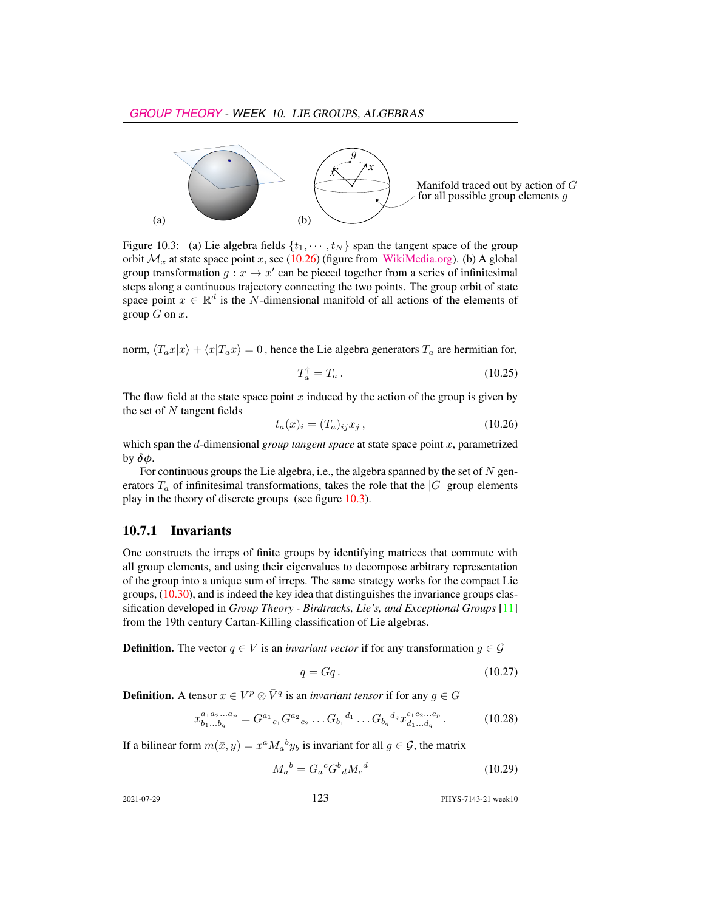Manifold traced out by action of $G$ for all possible group elements $g$

(a) (b)

Figure 10.3: (a) Lie algebra fields $\{t_1, \cdots, t_N\}$ span the tangent space of the group orbit $\mathcal{M}_x$ at state space point $x$, see (10.26) (figure from WikiMedia.org). (b) A global group transformation $g : x \to x'$ can be pieced together from a series of infinitesimal steps along a continuous trajectory connecting the two points. The group orbit of state space point $x \in \mathbb{R}^d$ is the $N$-dimensional manifold of all actions of the elements of group $G$ on $x$.

norm, $\langle T_a x|x\rangle + \langle x|T_a x\rangle = 0$ , hence the Lie algebra generators $T_a$ are hermitian for,

$$
T_a^\dagger = T_a \,. \tag{10.25}
$$

The flow field at the state space point $x$ induced by the action of the group is given by the set of $N$ tangent fields

$$
t_a(x)_i = (T_a)_{ij} x_j \,, \tag{10.26}
$$

which span the $d$-dimensional *group tangent space* at state space point $x$, parametrized by $\boldsymbol{\delta\phi}$.

For continuous groups the Lie algebra, i.e., the algebra spanned by the set of $N$ generators $T_a$ of infinitesimal transformations, takes the role that the $|G|$ group elements play in the theory of discrete groups (see figure 10.3).

### 10.7.1 Invariants

One constructs the irreps of finite groups by identifying matrices that commute with all group elements, and using their eigenvalues to decompose arbitrary representation of the group into a unique sum of irreps. The same strategy works for the compact Lie groups, (10.30), and is indeed the key idea that distinguishes the invariance groups classification developed in ***Group Theory - Birdtracks, Lie's, and Exceptional Groups*** [11] from the 19th century Cartan-Killing classification of Lie algebras.

**Definition.** The vector $q \in V$ is an *invariant vector* if for any transformation $g \in \mathcal{G}$

$$
q = Gq \,. \tag{10.27}
$$

**Definition.** A tensor $x \in V^p \otimes \bar{V}^q$ is an *invariant tensor* if for any $g \in G$

$$
x^{a_1 a_2 \ldots a_p}_{b_1 \ldots b_q} = G^{a_1}{}_{c_1} G^{a_2}{}_{c_2} \ldots G_{b_1}{}^{d_1} \ldots G_{b_q}{}^{d_q} x^{c_1 c_2 \ldots c_p}_{d_1 \ldots d_q} \,. \tag{10.28}
$$

If a bilinear form $m(\bar{x}, y) = x^a M_a{}^b y_b$ is invariant for all $g \in \mathcal{G}$, the matrix

$$
M_a{}^b = G_a{}^c G^b{}_d M_c{}^d \tag{10.29}
$$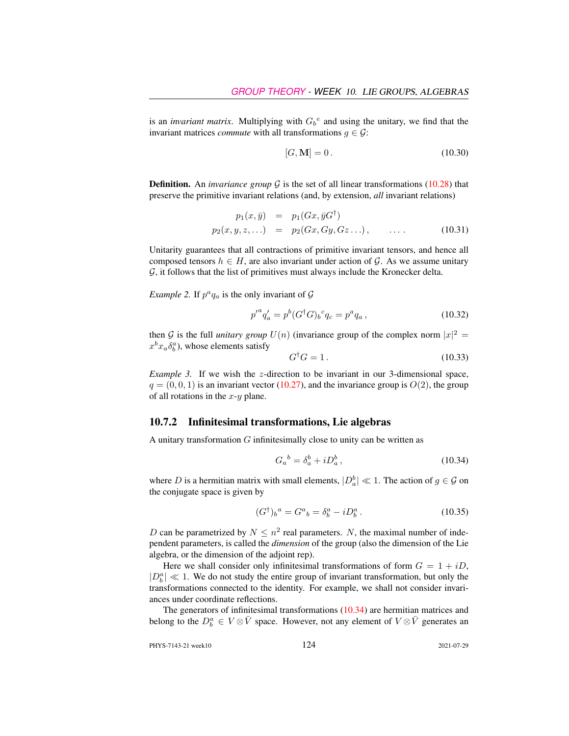is an *invariant matrix*. Multiplying with ${G_b}^e$ and using the unitary, we find that the invariant matrices *commute* with all transformations $g \in \mathcal{G}$:

$$[G, \mathbf{M}] = 0\,. \tag{10.30}$$

**Definition.** An *invariance group* $\mathcal{G}$ is the set of all linear transformations (10.28) that preserve the primitive invariant relations (and, by extension, *all* invariant relations)

$$\begin{aligned} p_1(x, \bar{y}) &= p_1(Gx, \bar{y}G^\dagger) \\ p_2(x, y, z, \ldots) &= p_2(Gx, Gy, Gz \ldots)\,, \qquad \ldots\,. \end{aligned} \tag{10.31}$$

Unitarity guarantees that all contractions of primitive invariant tensors, and hence all composed tensors $h \in H$, are also invariant under action of $\mathcal{G}$. As we assume unitary $\mathcal{G}$, it follows that the list of primitives must always include the Kronecker delta.

*Example 2.* If $p^a q_a$ is the only invariant of $\mathcal{G}$

$$p'^a q'_a = p^b (G^\dagger G)_b{}^c q_c = p^a q_a\,, \tag{10.32}$$

then $\mathcal{G}$ is the full *unitary group* $U(n)$ (invariance group of the complex norm $|x|^2 = x^b x_a \delta^a_b$), whose elements satisfy

$$G^\dagger G = 1\,. \tag{10.33}$$

*Example 3.* If we wish the $z$-direction to be invariant in our 3-dimensional space, $q = (0, 0, 1)$ is an invariant vector (10.27), and the invariance group is $O(2)$, the group of all rotations in the $x$-$y$ plane.

### 10.7.2 Infinitesimal transformations, Lie algebras

A unitary transformation $G$ infinitesimally close to unity can be written as

$$G_a{}^b = \delta^b_a + iD^b_a\,, \tag{10.34}$$

where $D$ is a hermitian matrix with small elements, $|D^b_a| \ll 1$. The action of $g \in \mathcal{G}$ on the conjugate space is given by

$$(G^\dagger)_b{}^a = G^a{}_b = \delta^a_b - iD^a_b\,. \tag{10.35}$$

$D$ can be parametrized by $N \le n^2$ real parameters. $N$, the maximal number of independent parameters, is called the *dimension* of the group (also the dimension of the Lie algebra, or the dimension of the adjoint rep).

Here we shall consider only infinitesimal transformations of form $G = 1 + iD$, $|D^a_b| \ll 1$. We do not study the entire group of invariant transformation, but only the transformations connected to the identity. For example, we shall not consider invariances under coordinate reflections.

The generators of infinitesimal transformations (10.34) are hermitian matrices and belong to the $D^a_b \in V \otimes \bar{V}$ space. However, not any element of $V \otimes \bar{V}$ generates an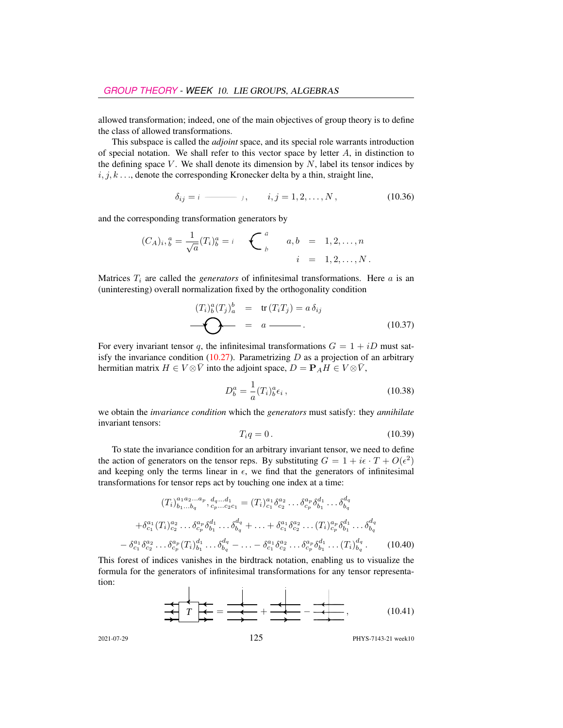allowed transformation; indeed, one of the main objectives of group theory is to define the class of allowed transformations.

This subspace is called the *adjoint* space, and its special role warrants introduction of special notation. We shall refer to this vector space by letter $A$, in distinction to the defining space $V$. We shall denote its dimension by $N$, label its tensor indices by $i, j, k \ldots$, denote the corresponding Kronecker delta by a thin, straight line,

$$\delta_{ij} = i \;\text{———}\; j \,, \qquad i, j = 1, 2, \ldots, N \,, \tag{10.36}$$

and the corresponding transformation generators by

$$(C_A)_{i,}{}^{a}_{b} = \frac{1}{\sqrt{a}}(T_i)^a_b = i \;\text{—}\!\!\!\!\!\!\!\!\quad\begin{smallmatrix} a \\ b \end{smallmatrix} \qquad \begin{aligned} a, b &= 1, 2, \ldots, n \\ i &= 1, 2, \ldots, N \,. \end{aligned}$$

Matrices $T_i$ are called the *generators* of infinitesimal transformations. Here $a$ is an (uninteresting) overall normalization fixed by the orthogonality condition

$$\begin{aligned} (T_i)^a_b (T_j)^b_a &= \text{tr}\,(T_i T_j) = a\,\delta_{ij} \\ \text{—}\!\bigcirc\!\text{—} &= a \;\text{———}\,. \end{aligned} \tag{10.37}$$

For every invariant tensor $q$, the infinitesimal transformations $G = 1 + iD$ must satisfy the invariance condition (10.27). Parametrizing $D$ as a projection of an arbitrary hermitian matrix $H \in V \otimes \bar{V}$ into the adjoint space, $D = \mathbf{P}_A H \in V \otimes \bar{V}$,

$$D^a_b = \frac{1}{a}(T_i)^a_b \epsilon_i \,, \tag{10.38}$$

we obtain the *invariance condition* which the *generators* must satisfy: they *annihilate* invariant tensors:

$$T_i q = 0 \,. \tag{10.39}$$

To state the invariance condition for an arbitrary invariant tensor, we need to define the action of generators on the tensor reps. By substituting $G = 1 + i\epsilon \cdot T + O(\epsilon^2)$ and keeping only the terms linear in $\epsilon$, we find that the generators of infinitesimal transformations for tensor reps act by touching one index at a time:

$$\begin{aligned} (T_i)^{a_1 a_2 \ldots a_p}_{b_1 \ldots b_q}{}^{,\, d_q \ldots d_1}_{\,c_p \ldots c_2 c_1} &= (T_i)^{a_1}_{c_1} \delta^{a_2}_{c_2} \ldots \delta^{a_p}_{c_p} \delta^{d_1}_{b_1} \ldots \delta^{d_q}_{b_q} \\ &+ \delta^{a_1}_{c_1} (T_i)^{a_2}_{c_2} \ldots \delta^{a_p}_{c_p} \delta^{d_1}_{b_1} \ldots \delta^{d_q}_{b_q} + \ldots + \delta^{a_1}_{c_1} \delta^{a_2}_{c_2} \ldots (T_i)^{a_p}_{c_p} \delta^{d_1}_{b_1} \ldots \delta^{d_q}_{b_q} \\ &- \delta^{a_1}_{c_1} \delta^{a_2}_{c_2} \ldots \delta^{a_p}_{c_p} (T_i)^{d_1}_{b_1} \ldots \delta^{d_q}_{b_q} - \ldots - \delta^{a_1}_{c_1} \delta^{a_2}_{c_2} \ldots \delta^{a_p}_{c_p} \delta^{d_1}_{b_1} \ldots (T_i)^{d_q}_{b_q} \,. \end{aligned} \tag{10.40}$$

This forest of indices vanishes in the birdtrack notation, enabling us to visualize the formula for the generators of infinitesimal transformations for any tensor representation:

$$[\,T\,] = [\;] + [\;] - [\;] \,, \tag{10.41}$$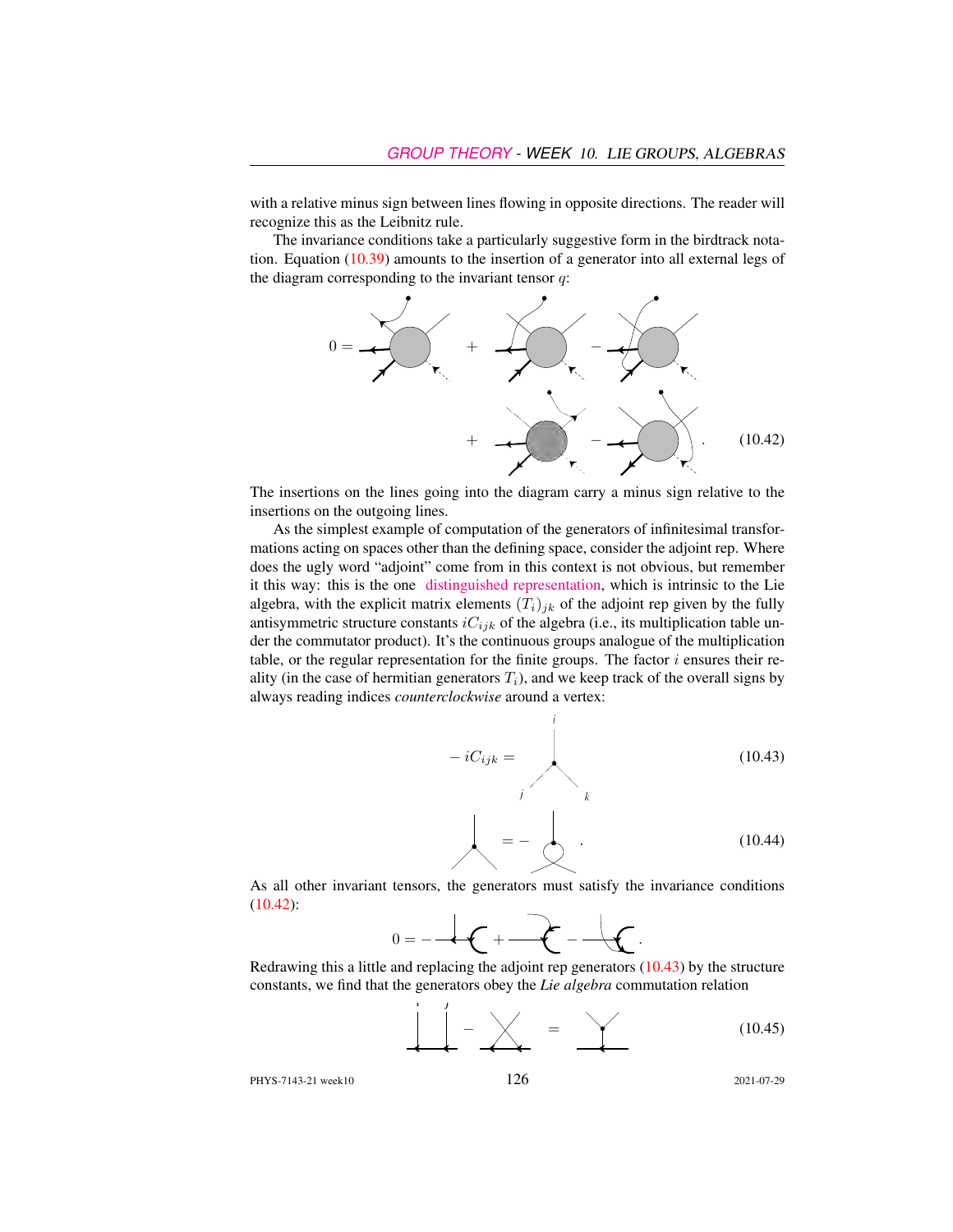with a relative minus sign between lines flowing in opposite directions. The reader will recognize this as the Leibnitz rule.

The invariance conditions take a particularly suggestive form in the birdtrack notation. Equation (10.39) amounts to the insertion of a generator into all external legs of the diagram corresponding to the invariant tensor $q$:

$$0 = \quad + \quad - \quad + \quad - \quad . \tag{10.42}$$

The insertions on the lines going into the diagram carry a minus sign relative to the insertions on the outgoing lines.

As the simplest example of computation of the generators of infinitesimal transformations acting on spaces other than the defining space, consider the adjoint rep. Where does the ugly word "adjoint" come from in this context is not obvious, but remember it this way: this is the one distinguished representation, which is intrinsic to the Lie algebra, with the explicit matrix elements $(T_i)_{jk}$ of the adjoint rep given by the fully antisymmetric structure constants $iC_{ijk}$ of the algebra (i.e., its multiplication table under the commutator product). It's the continuous groups analogue of the multiplication table, or the regular representation for the finite groups. The factor $i$ ensures their reality (in the case of hermitian generators $T_i$), and we keep track of the overall signs by always reading indices *counterclockwise* around a vertex:

$$-iC_{ijk} = \tag{10.43}$$

$$= - \quad . \tag{10.44}$$

As all other invariant tensors, the generators must satisfy the invariance conditions (10.42):

$$0 = - \quad + \quad - \quad .$$

Redrawing this a little and replacing the adjoint rep generators (10.43) by the structure constants, we find that the generators obey the *Lie algebra* commutation relation

$$- \quad = \tag{10.45}$$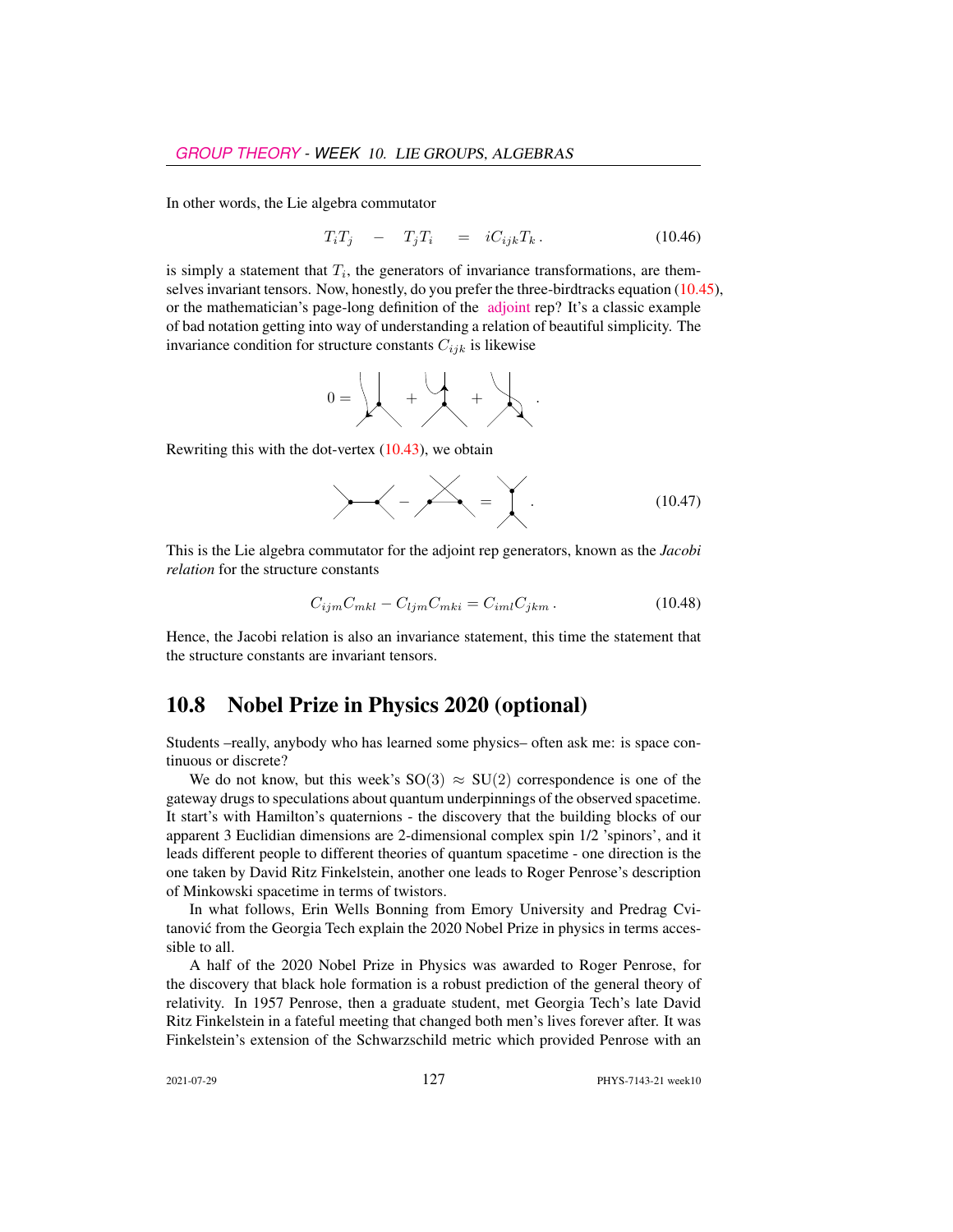In other words, the Lie algebra commutator

$$T_i T_j \quad - \quad T_j T_i \quad = \quad i C_{ijk} T_k \,. \tag{10.46}$$

is simply a statement that $T_i$, the generators of invariance transformations, are themselves invariant tensors. Now, honestly, do you prefer the three-birdtracks equation (10.45), or the mathematician's page-long definition of the adjoint rep? It's a classic example of bad notation getting into way of understanding a relation of beautiful simplicity. The invariance condition for structure constants $C_{ijk}$ is likewise

$$0 = \quad + \quad + \quad .$$

Rewriting this with the dot-vertex (10.43), we obtain

$$- \quad = \quad . \tag{10.47}$$

This is the Lie algebra commutator for the adjoint rep generators, known as the *Jacobi relation* for the structure constants

$$C_{ijm} C_{mkl} - C_{ljm} C_{mki} = C_{iml} C_{jkm} \,. \tag{10.48}$$

Hence, the Jacobi relation is also an invariance statement, this time the statement that the structure constants are invariant tensors.

## 10.8 Nobel Prize in Physics 2020 (optional)

Students –really, anybody who has learned some physics– often ask me: is space continuous or discrete?

We do not know, but this week's $\mathrm{SO}(3) \approx \mathrm{SU}(2)$ correspondence is one of the gateway drugs to speculations about quantum underpinnings of the observed spacetime. It start's with Hamilton's quaternions - the discovery that the building blocks of our apparent 3 Euclidian dimensions are 2-dimensional complex spin 1/2 'spinors', and it leads different people to different theories of quantum spacetime - one direction is the one taken by David Ritz Finkelstein, another one leads to Roger Penrose's description of Minkowski spacetime in terms of twistors.

In what follows, Erin Wells Bonning from Emory University and Predrag Cvitanović from the Georgia Tech explain the 2020 Nobel Prize in physics in terms accessible to all.

A half of the 2020 Nobel Prize in Physics was awarded to Roger Penrose, for the discovery that black hole formation is a robust prediction of the general theory of relativity. In 1957 Penrose, then a graduate student, met Georgia Tech's late David Ritz Finkelstein in a fateful meeting that changed both men's lives forever after. It was Finkelstein's extension of the Schwarzschild metric which provided Penrose with an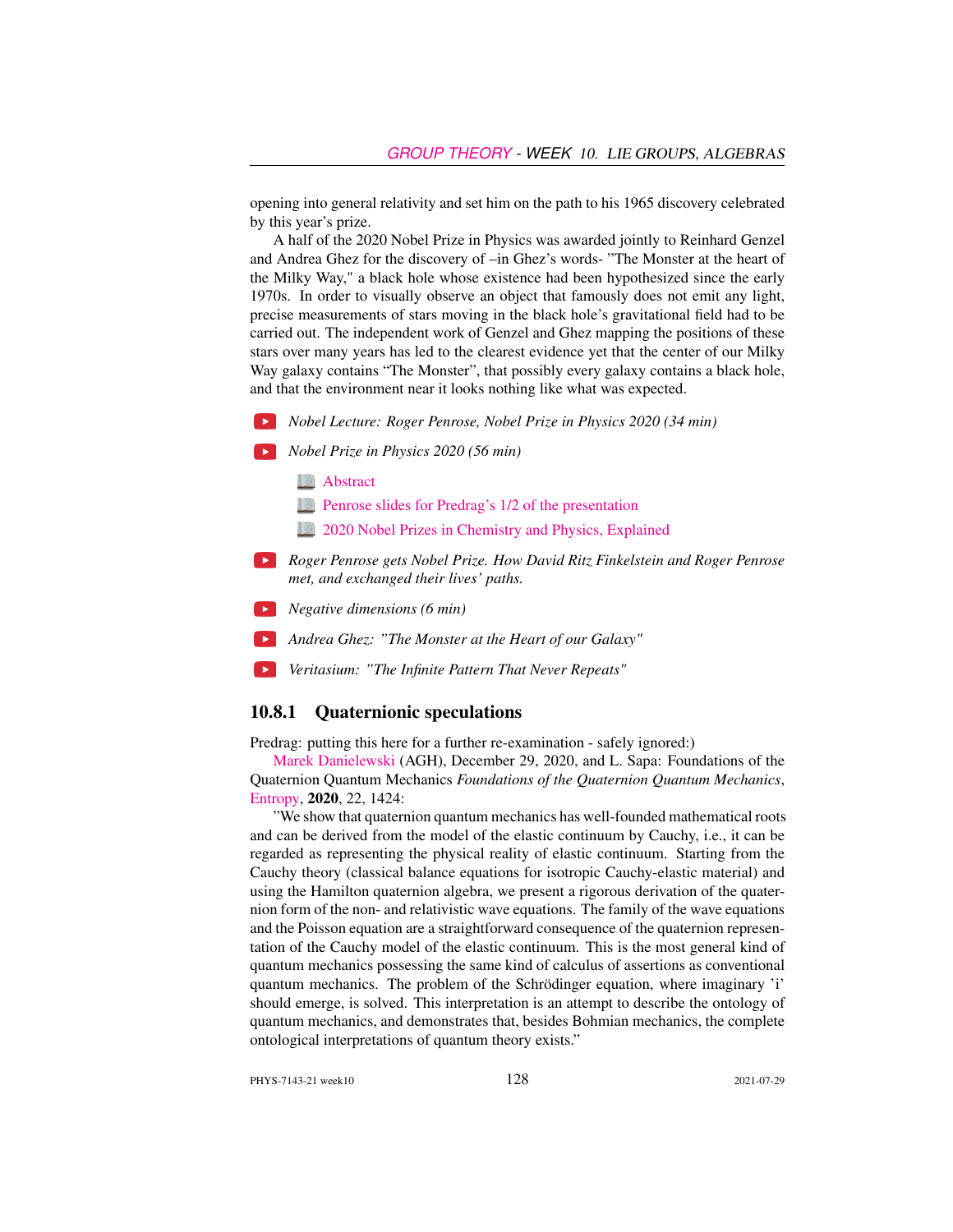opening into general relativity and set him on the path to his 1965 discovery celebrated by this year's prize.

A half of the 2020 Nobel Prize in Physics was awarded jointly to Reinhard Genzel and Andrea Ghez for the discovery of –in Ghez's words- "The Monster at the heart of the Milky Way," a black hole whose existence had been hypothesized since the early 1970s. In order to visually observe an object that famously does not emit any light, precise measurements of stars moving in the black hole's gravitational field had to be carried out. The independent work of Genzel and Ghez mapping the positions of these stars over many years has led to the clearest evidence yet that the center of our Milky Way galaxy contains "The Monster", that possibly every galaxy contains a black hole, and that the environment near it looks nothing like what was expected.

- *Nobel Lecture: Roger Penrose, Nobel Prize in Physics 2020 (34 min)*
- *Nobel Prize in Physics 2020 (56 min)*
  - Abstract
  - Penrose slides for Predrag's 1/2 of the presentation
  - 2020 Nobel Prizes in Chemistry and Physics, Explained
- *Roger Penrose gets Nobel Prize. How David Ritz Finkelstein and Roger Penrose met, and exchanged their lives' paths.*
- *Negative dimensions (6 min)*
- *Andrea Ghez: "The Monster at the Heart of our Galaxy"*
- *Veritasium: "The Infinite Pattern That Never Repeats"*

### 10.8.1 Quaternionic speculations

Predrag: putting this here for a further re-examination - safely ignored:)

Marek Danielewski (AGH), December 29, 2020, and L. Sapa: Foundations of the Quaternion Quantum Mechanics *Foundations of the Quaternion Quantum Mechanics*, Entropy, **2020**, 22, 1424:

"We show that quaternion quantum mechanics has well-founded mathematical roots and can be derived from the model of the elastic continuum by Cauchy, i.e., it can be regarded as representing the physical reality of elastic continuum. Starting from the Cauchy theory (classical balance equations for isotropic Cauchy-elastic material) and using the Hamilton quaternion algebra, we present a rigorous derivation of the quaternion form of the non- and relativistic wave equations. The family of the wave equations and the Poisson equation are a straightforward consequence of the quaternion representation of the Cauchy model of the elastic continuum. This is the most general kind of quantum mechanics possessing the same kind of calculus of assertions as conventional quantum mechanics. The problem of the Schrödinger equation, where imaginary 'i' should emerge, is solved. This interpretation is an attempt to describe the ontology of quantum mechanics, and demonstrates that, besides Bohmian mechanics, the complete ontological interpretations of quantum theory exists."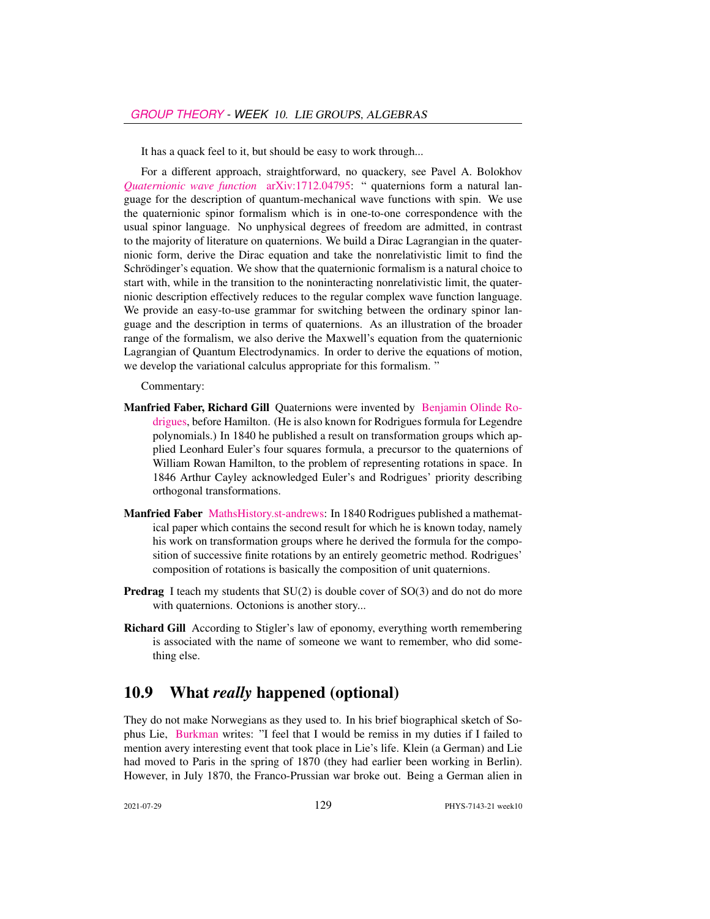It has a quack feel to it, but should be easy to work through...

For a different approach, straightforward, no quackery, see Pavel A. Bolokhov *Quaternionic wave function* arXiv:1712.04795: " quaternions form a natural language for the description of quantum-mechanical wave functions with spin. We use the quaternionic spinor formalism which is in one-to-one correspondence with the usual spinor language. No unphysical degrees of freedom are admitted, in contrast to the majority of literature on quaternions. We build a Dirac Lagrangian in the quaternionic form, derive the Dirac equation and take the nonrelativistic limit to find the Schrödinger's equation. We show that the quaternionic formalism is a natural choice to start with, while in the transition to the noninteracting nonrelativistic limit, the quaternionic description effectively reduces to the regular complex wave function language. We provide an easy-to-use grammar for switching between the ordinary spinor language and the description in terms of quaternions. As an illustration of the broader range of the formalism, we also derive the Maxwell's equation from the quaternionic Lagrangian of Quantum Electrodynamics. In order to derive the equations of motion, we develop the variational calculus appropriate for this formalism. "

Commentary:

**Manfried Faber, Richard Gill** Quaternions were invented by Benjamin Olinde Rodrigues, before Hamilton. (He is also known for Rodrigues formula for Legendre polynomials.) In 1840 he published a result on transformation groups which applied Leonhard Euler's four squares formula, a precursor to the quaternions of William Rowan Hamilton, to the problem of representing rotations in space. In 1846 Arthur Cayley acknowledged Euler's and Rodrigues' priority describing orthogonal transformations.

**Manfried Faber** MathsHistory.st-andrews: In 1840 Rodrigues published a mathematical paper which contains the second result for which he is known today, namely his work on transformation groups where he derived the formula for the composition of successive finite rotations by an entirely geometric method. Rodrigues' composition of rotations is basically the composition of unit quaternions.

**Predrag** I teach my students that SU(2) is double cover of SO(3) and do not do more with quaternions. Octonions is another story...

**Richard Gill** According to Stigler's law of eponomy, everything worth remembering is associated with the name of someone we want to remember, who did something else.

## 10.9 What *really* happened (optional)

They do not make Norwegians as they used to. In his brief biographical sketch of Sophus Lie, Burkman writes: "I feel that I would be remiss in my duties if I failed to mention avery interesting event that took place in Lie's life. Klein (a German) and Lie had moved to Paris in the spring of 1870 (they had earlier been working in Berlin). However, in July 1870, the Franco-Prussian war broke out. Being a German alien in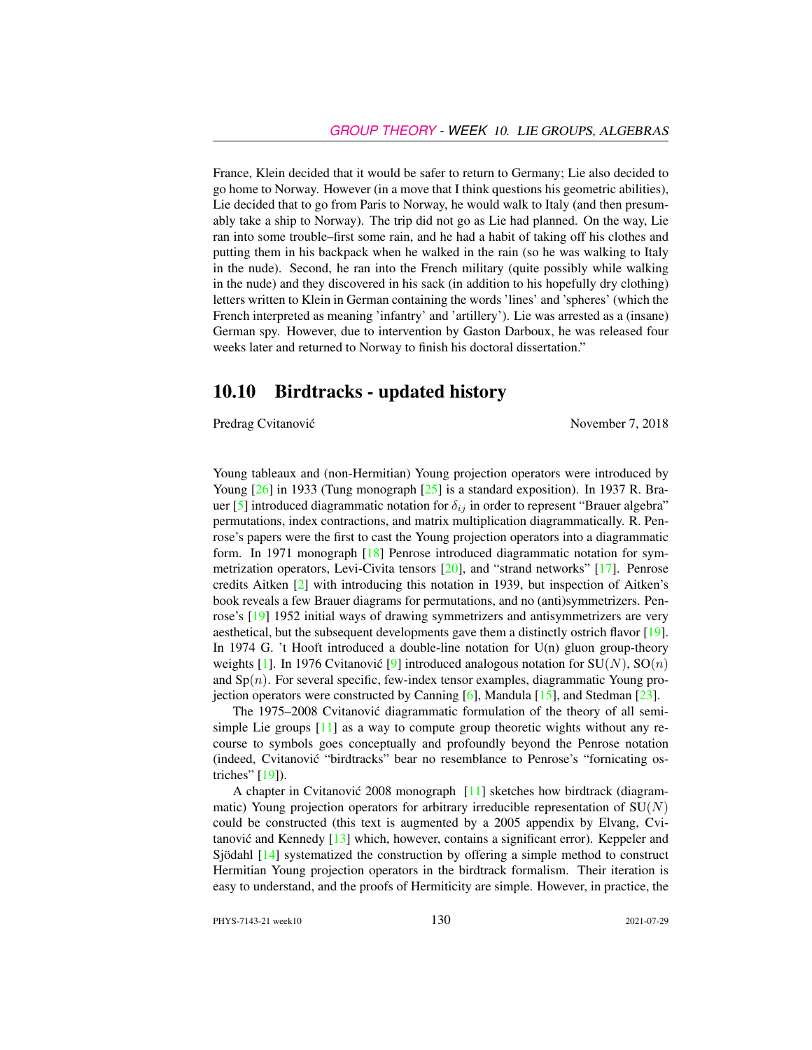France, Klein decided that it would be safer to return to Germany; Lie also decided to go home to Norway. However (in a move that I think questions his geometric abilities), Lie decided that to go from Paris to Norway, he would walk to Italy (and then presumably take a ship to Norway). The trip did not go as Lie had planned. On the way, Lie ran into some trouble–first some rain, and he had a habit of taking off his clothes and putting them in his backpack when he walked in the rain (so he was walking to Italy in the nude). Second, he ran into the French military (quite possibly while walking in the nude) and they discovered in his sack (in addition to his hopefully dry clothing) letters written to Klein in German containing the words 'lines' and 'spheres' (which the French interpreted as meaning 'infantry' and 'artillery'). Lie was arrested as a (insane) German spy. However, due to intervention by Gaston Darboux, he was released four weeks later and returned to Norway to finish his doctoral dissertation."

## 10.10 Birdtracks - updated history

Predrag Cvitanović November 7, 2018

Young tableaux and (non-Hermitian) Young projection operators were introduced by Young [26] in 1933 (Tung monograph [25] is a standard exposition). In 1937 R. Brauer [5] introduced diagrammatic notation for $\delta_{ij}$ in order to represent "Brauer algebra" permutations, index contractions, and matrix multiplication diagrammatically. R. Penrose's papers were the first to cast the Young projection operators into a diagrammatic form. In 1971 monograph [18] Penrose introduced diagrammatic notation for symmetrization operators, Levi-Civita tensors [20], and "strand networks" [17]. Penrose credits Aitken [2] with introducing this notation in 1939, but inspection of Aitken's book reveals a few Brauer diagrams for permutations, and no (anti)symmetrizers. Penrose's [19] 1952 initial ways of drawing symmetrizers and antisymmetrizers are very aesthetical, but the subsequent developments gave them a distinctly ostrich flavor [19]. In 1974 G. 't Hooft introduced a double-line notation for U(n) gluon group-theory weights [1]. In 1976 Cvitanović [9] introduced analogous notation for SU($N$), SO($n$) and Sp($n$). For several specific, few-index tensor examples, diagrammatic Young projection operators were constructed by Canning [6], Mandula [15], and Stedman [23].

The 1975–2008 Cvitanović diagrammatic formulation of the theory of all semi-simple Lie groups [11] as a way to compute group theoretic wights without any recourse to symbols goes conceptually and profoundly beyond the Penrose notation (indeed, Cvitanović "birdtracks" bear no resemblance to Penrose's "fornicating ostriches" [19]).

A chapter in Cvitanović 2008 monograph [11] sketches how birdtrack (diagrammatic) Young projection operators for arbitrary irreducible representation of SU($N$) could be constructed (this text is augmented by a 2005 appendix by Elvang, Cvitanović and Kennedy [13] which, however, contains a significant error). Keppeler and Sjödahl [14] systematized the construction by offering a simple method to construct Hermitian Young projection operators in the birdtrack formalism. Their iteration is easy to understand, and the proofs of Hermiticity are simple. However, in practice, the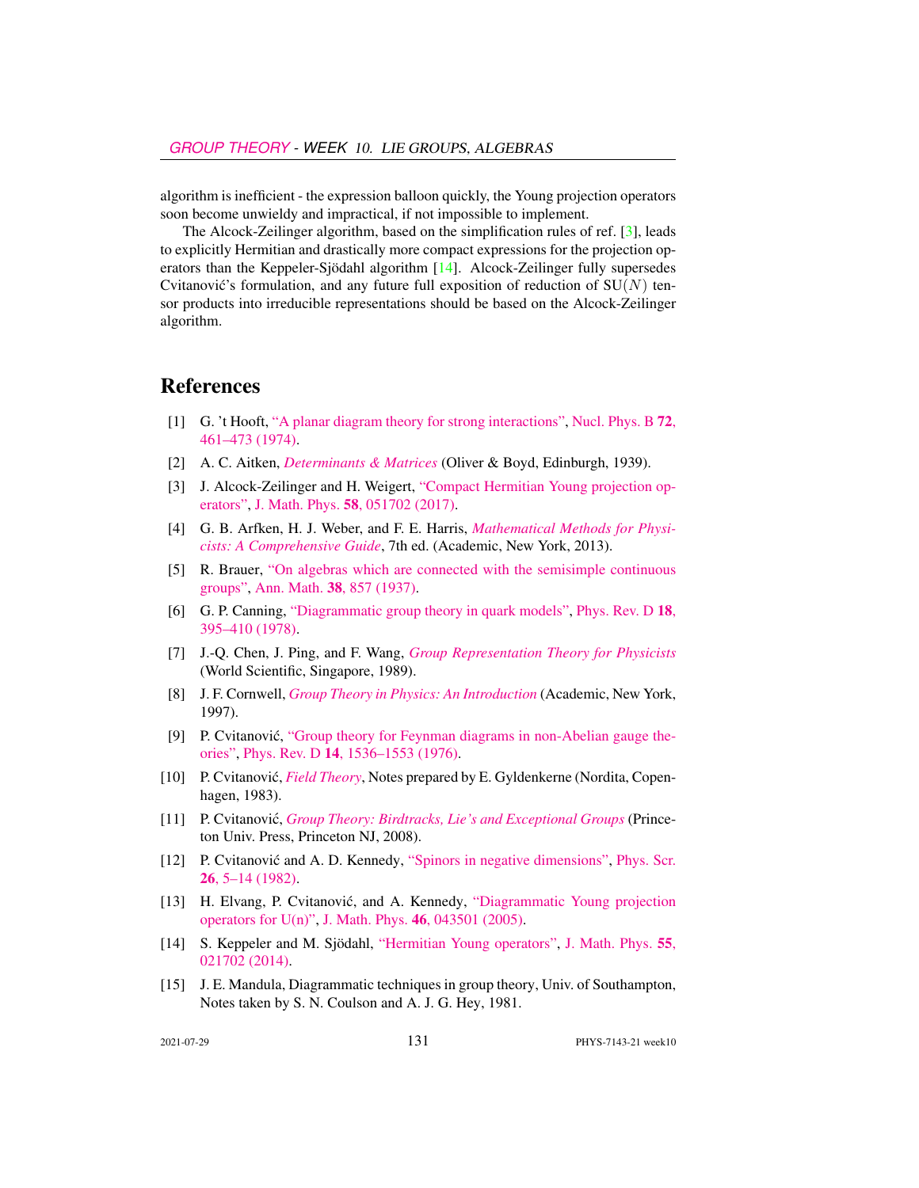algorithm is inefficient - the expression balloon quickly, the Young projection operators soon become unwieldy and impractical, if not impossible to implement.

The Alcock-Zeilinger algorithm, based on the simplification rules of ref. [3], leads to explicitly Hermitian and drastically more compact expressions for the projection operators than the Keppeler-Sjödahl algorithm [14]. Alcock-Zeilinger fully supersedes Cvitanović's formulation, and any future full exposition of reduction of $\mathrm{SU}(N)$ tensor products into irreducible representations should be based on the Alcock-Zeilinger algorithm.

# References

[1] G. 't Hooft, "A planar diagram theory for strong interactions", Nucl. Phys. B **72**, 461–473 (1974).

[2] A. C. Aitken, *Determinants & Matrices* (Oliver & Boyd, Edinburgh, 1939).

[3] J. Alcock-Zeilinger and H. Weigert, "Compact Hermitian Young projection operators", J. Math. Phys. **58**, 051702 (2017).

[4] G. B. Arfken, H. J. Weber, and F. E. Harris, *Mathematical Methods for Physicists: A Comprehensive Guide*, 7th ed. (Academic, New York, 2013).

[5] R. Brauer, "On algebras which are connected with the semisimple continuous groups", Ann. Math. **38**, 857 (1937).

[6] G. P. Canning, "Diagrammatic group theory in quark models", Phys. Rev. D **18**, 395–410 (1978).

[7] J.-Q. Chen, J. Ping, and F. Wang, *Group Representation Theory for Physicists* (World Scientific, Singapore, 1989).

[8] J. F. Cornwell, *Group Theory in Physics: An Introduction* (Academic, New York, 1997).

[9] P. Cvitanović, "Group theory for Feynman diagrams in non-Abelian gauge theories", Phys. Rev. D **14**, 1536–1553 (1976).

[10] P. Cvitanović, *Field Theory*, Notes prepared by E. Gyldenkerne (Nordita, Copenhagen, 1983).

[11] P. Cvitanović, *Group Theory: Birdtracks, Lie's and Exceptional Groups* (Princeton Univ. Press, Princeton NJ, 2008).

[12] P. Cvitanović and A. D. Kennedy, "Spinors in negative dimensions", Phys. Scr. **26**, 5–14 (1982).

[13] H. Elvang, P. Cvitanović, and A. Kennedy, "Diagrammatic Young projection operators for U(n)", J. Math. Phys. **46**, 043501 (2005).

[14] S. Keppeler and M. Sjödahl, "Hermitian Young operators", J. Math. Phys. **55**, 021702 (2014).

[15] J. E. Mandula, Diagrammatic techniques in group theory, Univ. of Southampton, Notes taken by S. N. Coulson and A. J. G. Hey, 1981.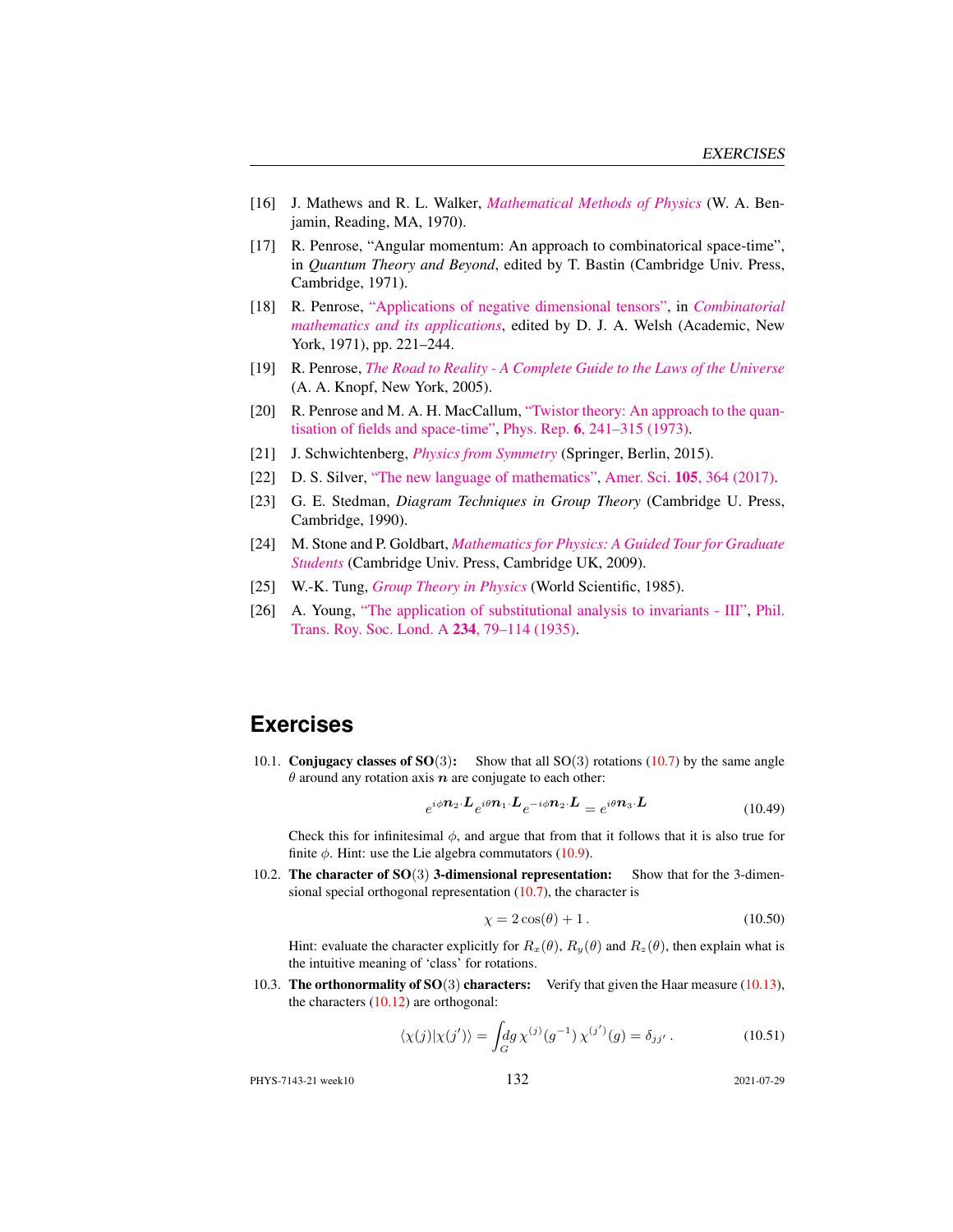[16] J. Mathews and R. L. Walker, *Mathematical Methods of Physics* (W. A. Benjamin, Reading, MA, 1970).

[17] R. Penrose, "Angular momentum: An approach to combinatorical space-time", in *Quantum Theory and Beyond*, edited by T. Bastin (Cambridge Univ. Press, Cambridge, 1971).

[18] R. Penrose, "Applications of negative dimensional tensors", in *Combinatorial mathematics and its applications*, edited by D. J. A. Welsh (Academic, New York, 1971), pp. 221–244.

[19] R. Penrose, *The Road to Reality - A Complete Guide to the Laws of the Universe* (A. A. Knopf, New York, 2005).

[20] R. Penrose and M. A. H. MacCallum, "Twistor theory: An approach to the quantisation of fields and space-time", Phys. Rep. **6**, 241–315 (1973).

[21] J. Schwichtenberg, *Physics from Symmetry* (Springer, Berlin, 2015).

[22] D. S. Silver, "The new language of mathematics", Amer. Sci. **105**, 364 (2017).

[23] G. E. Stedman, *Diagram Techniques in Group Theory* (Cambridge U. Press, Cambridge, 1990).

[24] M. Stone and P. Goldbart, *Mathematics for Physics: A Guided Tour for Graduate Students* (Cambridge Univ. Press, Cambridge UK, 2009).

[25] W.-K. Tung, *Group Theory in Physics* (World Scientific, 1985).

[26] A. Young, "The application of substitutional analysis to invariants - III", Phil. Trans. Roy. Soc. Lond. A **234**, 79–114 (1935).

## Exercises

10.1. **Conjugacy classes of SO(3):** Show that all SO(3) rotations (10.7) by the same angle $\theta$ around any rotation axis $\boldsymbol{n}$ are conjugate to each other:

$$e^{i\phi \boldsymbol{n}_2 \cdot \boldsymbol{L}} e^{i\theta \boldsymbol{n}_1 \cdot \boldsymbol{L}} e^{-i\phi \boldsymbol{n}_2 \cdot \boldsymbol{L}} = e^{i\theta \boldsymbol{n}_3 \cdot \boldsymbol{L}} \tag{10.49}$$

Check this for infinitesimal $\phi$, and argue that from that it follows that it is also true for finite $\phi$. Hint: use the Lie algebra commutators (10.9).

10.2. **The character of SO(3) 3-dimensional representation:** Show that for the 3-dimensional special orthogonal representation (10.7), the character is

$$\chi = 2\cos(\theta) + 1\,. \tag{10.50}$$

Hint: evaluate the character explicitly for $R_x(\theta)$, $R_y(\theta)$ and $R_z(\theta)$, then explain what is the intuitive meaning of 'class' for rotations.

10.3. **The orthonormality of SO(3) characters:** Verify that given the Haar measure (10.13), the characters (10.12) are orthogonal:

$$\langle \chi(j)|\chi(j')\rangle = \int_G dg\, \chi^{(j)}(g^{-1})\, \chi^{(j')}(g) = \delta_{jj'}\,. \tag{10.51}$$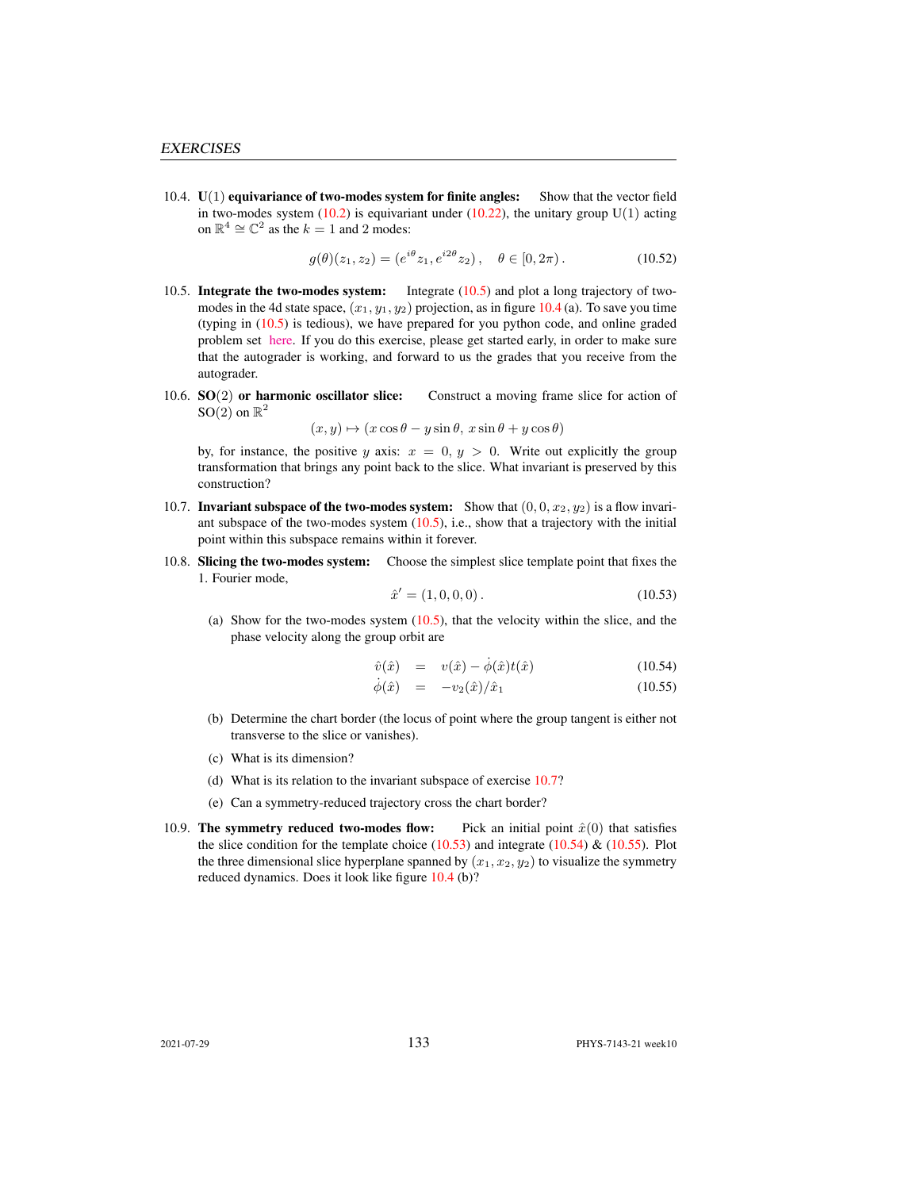## EXERCISES

10.4. **U(1) equivariance of two-modes system for finite angles:** Show that the vector field in two-modes system (10.2) is equivariant under (10.22), the unitary group U(1) acting on $\mathbb{R}^4 \cong \mathbb{C}^2$ as the $k = 1$ and 2 modes:

$$g(\theta)(z_1, z_2) = (e^{i\theta} z_1, e^{i2\theta} z_2)\,, \quad \theta \in [0, 2\pi)\,. \tag{10.52}$$

10.5. **Integrate the two-modes system:** Integrate (10.5) and plot a long trajectory of two-modes in the 4d state space, $(x_1, y_1, y_2)$ projection, as in figure 10.4 (a). To save you time (typing in (10.5) is tedious), we have prepared for you python code, and online graded problem set here. If you do this exercise, please get started early, in order to make sure that the autograder is working, and forward to us the grades that you receive from the autograder.

10.6. **SO(2) or harmonic oscillator slice:** Construct a moving frame slice for action of SO(2) on $\mathbb{R}^2$

$$(x, y) \mapsto (x\cos\theta - y\sin\theta,\ x\sin\theta + y\cos\theta)$$

by, for instance, the positive $y$ axis: $x = 0$, $y > 0$. Write out explicitly the group transformation that brings any point back to the slice. What invariant is preserved by this construction?

10.7. **Invariant subspace of the two-modes system:** Show that $(0, 0, x_2, y_2)$ is a flow invariant subspace of the two-modes system (10.5), i.e., show that a trajectory with the initial point within this subspace remains within it forever.

10.8. **Slicing the two-modes system:** Choose the simplest slice template point that fixes the 1. Fourier mode,

$$\hat{x}' = (1, 0, 0, 0)\,. \tag{10.53}$$

(a) Show for the two-modes system (10.5), that the velocity within the slice, and the phase velocity along the group orbit are

$$\hat{v}(\hat{x}) = v(\hat{x}) - \dot{\phi}(\hat{x})t(\hat{x}) \tag{10.54}$$

$$\dot{\phi}(\hat{x}) = -v_2(\hat{x})/\hat{x}_1 \tag{10.55}$$

(b) Determine the chart border (the locus of point where the group tangent is either not transverse to the slice or vanishes).

(c) What is its dimension?

(d) What is its relation to the invariant subspace of exercise 10.7?

(e) Can a symmetry-reduced trajectory cross the chart border?

10.9. **The symmetry reduced two-modes flow:** Pick an initial point $\hat{x}(0)$ that satisfies the slice condition for the template choice (10.53) and integrate (10.54) & (10.55). Plot the three dimensional slice hyperplane spanned by $(x_1, x_2, y_2)$ to visualize the symmetry reduced dynamics. Does it look like figure 10.4 (b)?